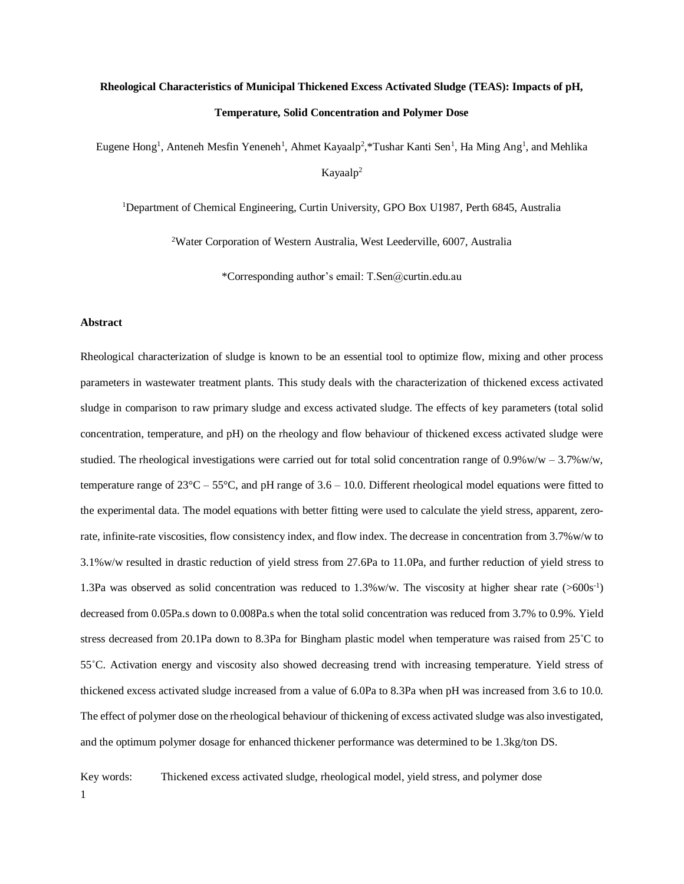# Rheological Characteristics of Municipal Thickened Excess Activated Sludge (TEAS): Impacts of pH, Temperature, Solid Concentration and Polymer Dose

Eugene Hong[1], Anteneh Mesfin Yeneneh[1], Ahmet Kayaalp[2],*Tushar Kanti Sen[1], Ha Ming Ang[1], and Mehlika Kayaalp[2]

[1]Department of Chemical Engineering, Curtin University, GPO Box U1987, Perth 6845, Australia

[2]Water Corporation of Western Australia, West Leederville, 6007, Australia

*Corresponding author's email: T.Sen@curtin.edu.au

## Abstract

Rheological characterization of sludge is known to be an essential tool to optimize flow, mixing and other process parameters in wastewater treatment plants. This study deals with the characterization of thickened excess activated sludge in comparison to raw primary sludge and excess activated sludge. The effects of key parameters (total solid concentration, temperature, and pH) on the rheology and flow behaviour of thickened excess activated sludge were studied. The rheological investigations were carried out for total solid concentration range of 0.9%w/w – 3.7%w/w, temperature range of 23°C – 55°C, and pH range of 3.6 – 10.0. Different rheological model equations were fitted to the experimental data. The model equations with better fitting were used to calculate the yield stress, apparent, zero-rate, infinite-rate viscosities, flow consistency index, and flow index. The decrease in concentration from 3.7%w/w to 3.1%w/w resulted in drastic reduction of yield stress from 27.6Pa to 11.0Pa, and further reduction of yield stress to 1.3Pa was observed as solid concentration was reduced to 1.3%w/w. The viscosity at higher shear rate (>600$s^{-1}$) decreased from 0.05Pa.s down to 0.008Pa.s when the total solid concentration was reduced from 3.7% to 0.9%. Yield stress decreased from 20.1Pa down to 8.3Pa for Bingham plastic model when temperature was raised from 25˚C to 55˚C. Activation energy and viscosity also showed decreasing trend with increasing temperature. Yield stress of thickened excess activated sludge increased from a value of 6.0Pa to 8.3Pa when pH was increased from 3.6 to 10.0. The effect of polymer dose on the rheological behaviour of thickening of excess activated sludge was also investigated, and the optimum polymer dosage for enhanced thickener performance was determined to be 1.3kg/ton DS.

Key words: Thickened excess activated sludge, rheological model, yield stress, and polymer dose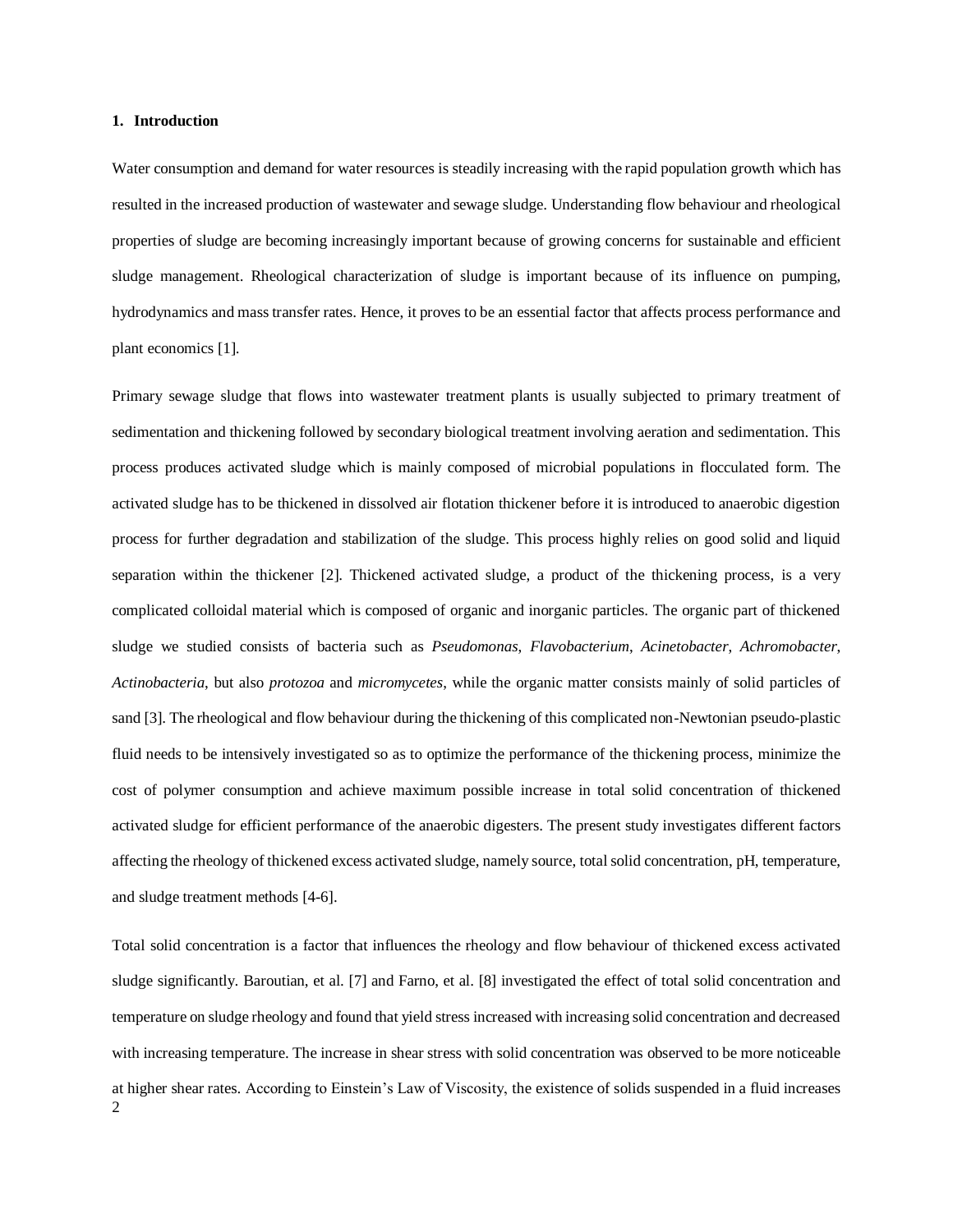## 1. Introduction

Water consumption and demand for water resources is steadily increasing with the rapid population growth which has resulted in the increased production of wastewater and sewage sludge. Understanding flow behaviour and rheological properties of sludge are becoming increasingly important because of growing concerns for sustainable and efficient sludge management. Rheological characterization of sludge is important because of its influence on pumping, hydrodynamics and mass transfer rates. Hence, it proves to be an essential factor that affects process performance and plant economics [1].

Primary sewage sludge that flows into wastewater treatment plants is usually subjected to primary treatment of sedimentation and thickening followed by secondary biological treatment involving aeration and sedimentation. This process produces activated sludge which is mainly composed of microbial populations in flocculated form. The activated sludge has to be thickened in dissolved air flotation thickener before it is introduced to anaerobic digestion process for further degradation and stabilization of the sludge. This process highly relies on good solid and liquid separation within the thickener [2]. Thickened activated sludge, a product of the thickening process, is a very complicated colloidal material which is composed of organic and inorganic particles. The organic part of thickened sludge we studied consists of bacteria such as *Pseudomonas*, *Flavobacterium*, *Acinetobacter*, *Achromobacter*, *Actinobacteria*, but also *protozoa* and *micromycetes*, while the organic matter consists mainly of solid particles of sand [3]. The rheological and flow behaviour during the thickening of this complicated non-Newtonian pseudo-plastic fluid needs to be intensively investigated so as to optimize the performance of the thickening process, minimize the cost of polymer consumption and achieve maximum possible increase in total solid concentration of thickened activated sludge for efficient performance of the anaerobic digesters. The present study investigates different factors affecting the rheology of thickened excess activated sludge, namely source, total solid concentration, pH, temperature, and sludge treatment methods [4-6].

Total solid concentration is a factor that influences the rheology and flow behaviour of thickened excess activated sludge significantly. Baroutian, et al. [7] and Farno, et al. [8] investigated the effect of total solid concentration and temperature on sludge rheology and found that yield stress increased with increasing solid concentration and decreased with increasing temperature. The increase in shear stress with solid concentration was observed to be more noticeable at higher shear rates. According to Einstein's Law of Viscosity, the existence of solids suspended in a fluid increases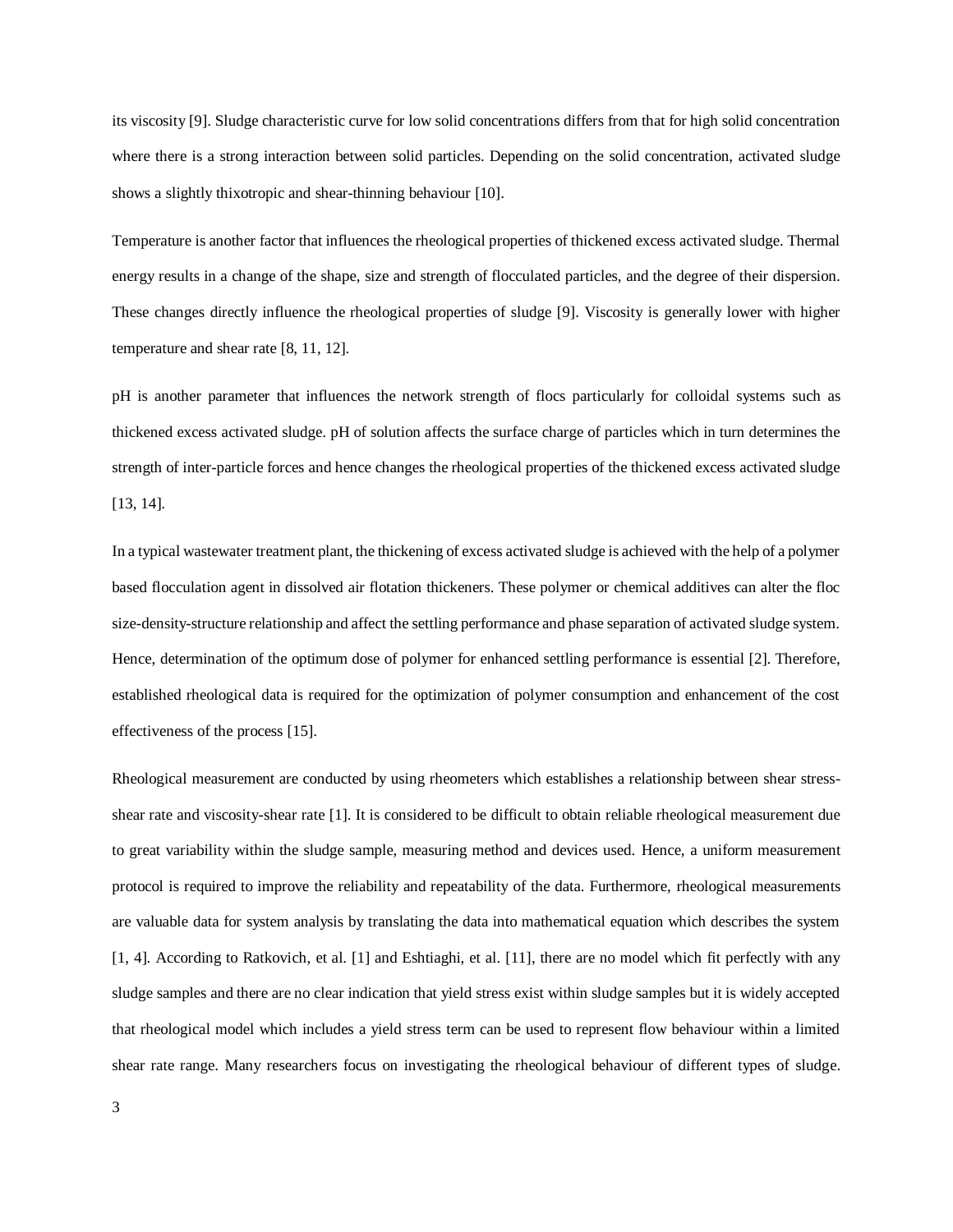its viscosity [9]. Sludge characteristic curve for low solid concentrations differs from that for high solid concentration where there is a strong interaction between solid particles. Depending on the solid concentration, activated sludge shows a slightly thixotropic and shear-thinning behaviour [10].

Temperature is another factor that influences the rheological properties of thickened excess activated sludge. Thermal energy results in a change of the shape, size and strength of flocculated particles, and the degree of their dispersion. These changes directly influence the rheological properties of sludge [9]. Viscosity is generally lower with higher temperature and shear rate [8, 11, 12].

pH is another parameter that influences the network strength of flocs particularly for colloidal systems such as thickened excess activated sludge. pH of solution affects the surface charge of particles which in turn determines the strength of inter-particle forces and hence changes the rheological properties of the thickened excess activated sludge [13, 14].

In a typical wastewater treatment plant, the thickening of excess activated sludge is achieved with the help of a polymer based flocculation agent in dissolved air flotation thickeners. These polymer or chemical additives can alter the floc size-density-structure relationship and affect the settling performance and phase separation of activated sludge system. Hence, determination of the optimum dose of polymer for enhanced settling performance is essential [2]. Therefore, established rheological data is required for the optimization of polymer consumption and enhancement of the cost effectiveness of the process [15].

Rheological measurement are conducted by using rheometers which establishes a relationship between shear stress-shear rate and viscosity-shear rate [1]. It is considered to be difficult to obtain reliable rheological measurement due to great variability within the sludge sample, measuring method and devices used. Hence, a uniform measurement protocol is required to improve the reliability and repeatability of the data. Furthermore, rheological measurements are valuable data for system analysis by translating the data into mathematical equation which describes the system [1, 4]. According to Ratkovich, et al. [1] and Eshtiaghi, et al. [11], there are no model which fit perfectly with any sludge samples and there are no clear indication that yield stress exist within sludge samples but it is widely accepted that rheological model which includes a yield stress term can be used to represent flow behaviour within a limited shear rate range. Many researchers focus on investigating the rheological behaviour of different types of sludge.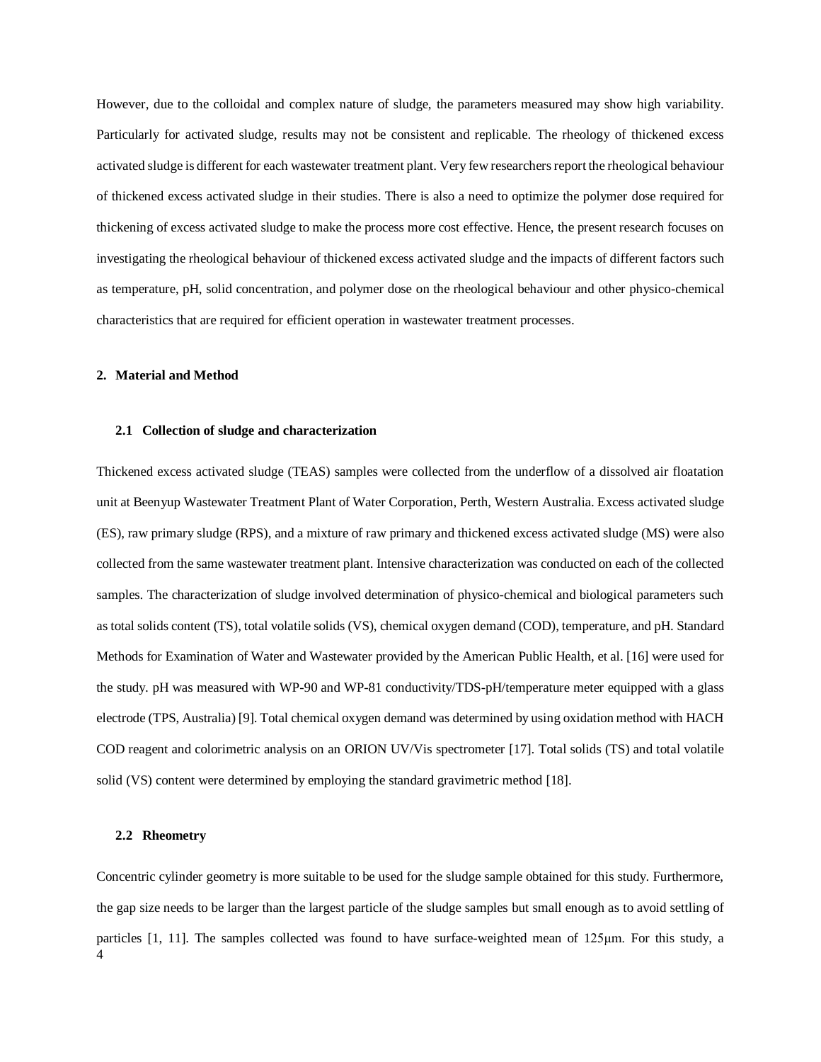However, due to the colloidal and complex nature of sludge, the parameters measured may show high variability. Particularly for activated sludge, results may not be consistent and replicable. The rheology of thickened excess activated sludge is different for each wastewater treatment plant. Very few researchers report the rheological behaviour of thickened excess activated sludge in their studies. There is also a need to optimize the polymer dose required for thickening of excess activated sludge to make the process more cost effective. Hence, the present research focuses on investigating the rheological behaviour of thickened excess activated sludge and the impacts of different factors such as temperature, pH, solid concentration, and polymer dose on the rheological behaviour and other physico-chemical characteristics that are required for efficient operation in wastewater treatment processes.

## 2. Material and Method

### 2.1 Collection of sludge and characterization

Thickened excess activated sludge (TEAS) samples were collected from the underflow of a dissolved air floatation unit at Beenyup Wastewater Treatment Plant of Water Corporation, Perth, Western Australia. Excess activated sludge (ES), raw primary sludge (RPS), and a mixture of raw primary and thickened excess activated sludge (MS) were also collected from the same wastewater treatment plant. Intensive characterization was conducted on each of the collected samples. The characterization of sludge involved determination of physico-chemical and biological parameters such as total solids content (TS), total volatile solids (VS), chemical oxygen demand (COD), temperature, and pH. Standard Methods for Examination of Water and Wastewater provided by the American Public Health, et al. [16] were used for the study. pH was measured with WP-90 and WP-81 conductivity/TDS-pH/temperature meter equipped with a glass electrode (TPS, Australia) [9]. Total chemical oxygen demand was determined by using oxidation method with HACH COD reagent and colorimetric analysis on an ORION UV/Vis spectrometer [17]. Total solids (TS) and total volatile solid (VS) content were determined by employing the standard gravimetric method [18].

### 2.2 Rheometry

Concentric cylinder geometry is more suitable to be used for the sludge sample obtained for this study. Furthermore, the gap size needs to be larger than the largest particle of the sludge samples but small enough as to avoid settling of particles [1, 11]. The samples collected was found to have surface-weighted mean of 125μm. For this study, a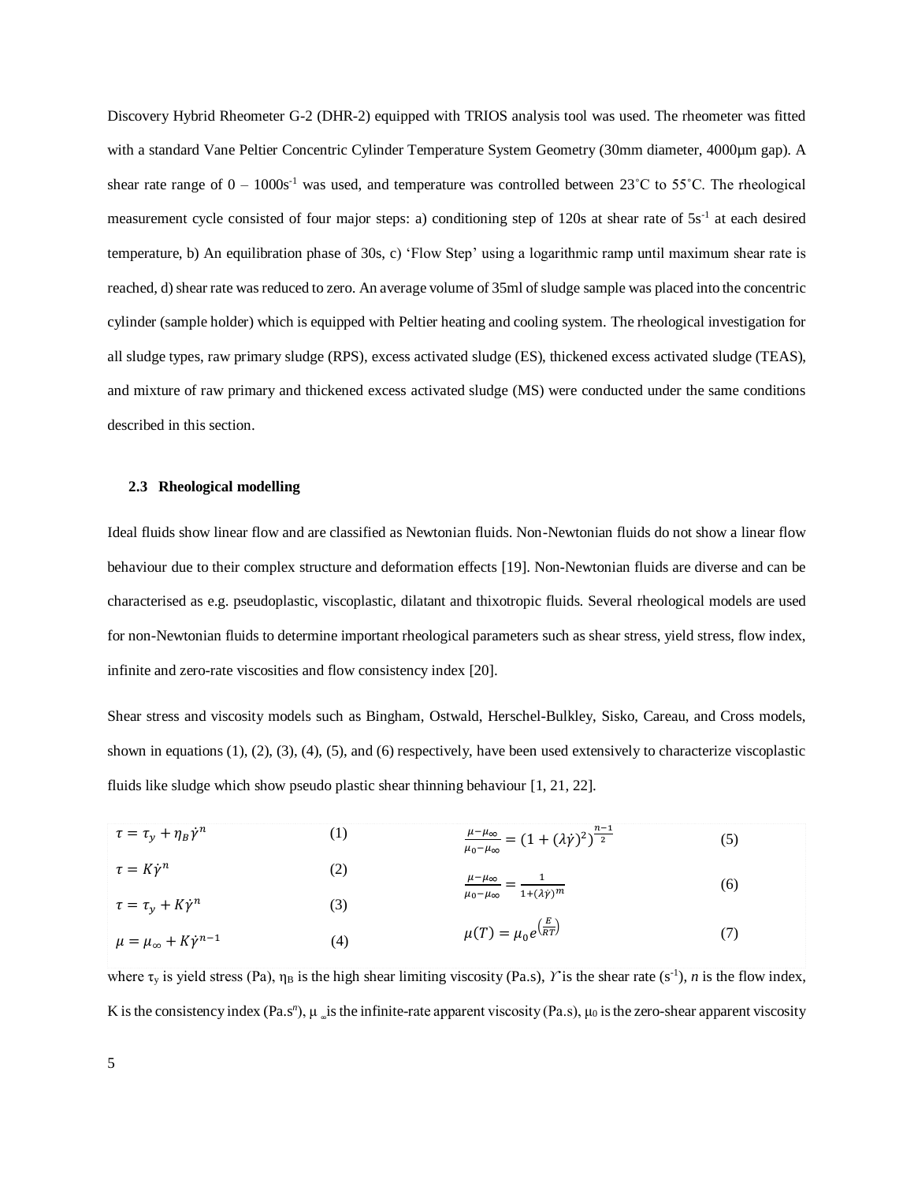Discovery Hybrid Rheometer G-2 (DHR-2) equipped with TRIOS analysis tool was used. The rheometer was fitted with a standard Vane Peltier Concentric Cylinder Temperature System Geometry (30mm diameter, 4000µm gap). A shear rate range of 0 – 1000s$^{-1}$ was used, and temperature was controlled between 23˚C to 55˚C. The rheological measurement cycle consisted of four major steps: a) conditioning step of 120s at shear rate of 5s$^{-1}$ at each desired temperature, b) An equilibration phase of 30s, c) 'Flow Step' using a logarithmic ramp until maximum shear rate is reached, d) shear rate was reduced to zero. An average volume of 35ml of sludge sample was placed into the concentric cylinder (sample holder) which is equipped with Peltier heating and cooling system. The rheological investigation for all sludge types, raw primary sludge (RPS), excess activated sludge (ES), thickened excess activated sludge (TEAS), and mixture of raw primary and thickened excess activated sludge (MS) were conducted under the same conditions described in this section.

### 2.3 Rheological modelling

Ideal fluids show linear flow and are classified as Newtonian fluids. Non-Newtonian fluids do not show a linear flow behaviour due to their complex structure and deformation effects [19]. Non-Newtonian fluids are diverse and can be characterised as e.g. pseudoplastic, viscoplastic, dilatant and thixotropic fluids. Several rheological models are used for non-Newtonian fluids to determine important rheological parameters such as shear stress, yield stress, flow index, infinite and zero-rate viscosities and flow consistency index [20].

Shear stress and viscosity models such as Bingham, Ostwald, Herschel-Bulkley, Sisko, Careau, and Cross models, shown in equations (1), (2), (3), (4), (5), and (6) respectively, have been used extensively to characterize viscoplastic fluids like sludge which show pseudo plastic shear thinning behaviour [1, 21, 22].

$$\tau = \tau_y + \eta_B \dot{\gamma}^n \tag{1}$$

$$\tau = K\dot{\gamma}^n \tag{2}$$

$$\tau = \tau_y + K\dot{\gamma}^n \tag{3}$$

$$\mu = \mu_\infty + K\dot{\gamma}^{n-1} \tag{4}$$

$$\frac{\mu-\mu_\infty}{\mu_0-\mu_\infty} = (1+(\lambda\dot{\gamma})^2)^{\frac{n-1}{2}} \tag{5}$$

$$\frac{\mu-\mu_\infty}{\mu_0-\mu_\infty} = \frac{1}{1+(\lambda\dot{\gamma})^m} \tag{6}$$

$$\mu(T) = \mu_0 e^{\left(\frac{E}{RT}\right)} \tag{7}$$

where $\tau_y$ is yield stress (Pa), $\eta_B$ is the high shear limiting viscosity (Pa.s), $\dot{\Upsilon}$ is the shear rate (s$^{-1}$), $n$ is the flow index, K is the consistency index (Pa.s$^n$), $\mu_\infty$ is the infinite-rate apparent viscosity (Pa.s), $\mu_0$ is the zero-shear apparent viscosity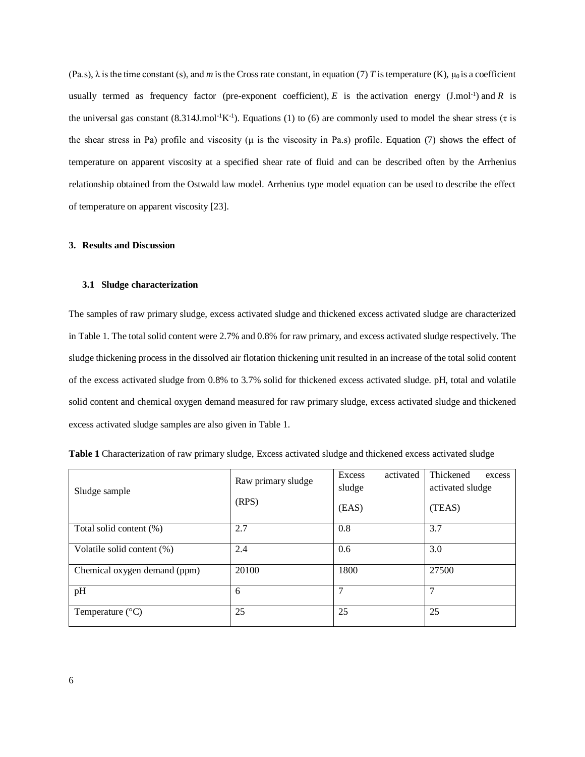(Pa.s), $\lambda$ is the time constant (s), and *m* is the Cross rate constant, in equation (7) *T* is temperature (K), $\mu_0$ is a coefficient usually termed as frequency factor (pre-exponent coefficient), *E* is the activation energy ($J.mol^{-1}$) and *R* is the universal gas constant ($8.314 J.mol^{-1}K^{-1}$). Equations (1) to (6) are commonly used to model the shear stress ($\tau$ is the shear stress in Pa) profile and viscosity ($\mu$ is the viscosity in Pa.s) profile. Equation (7) shows the effect of temperature on apparent viscosity at a specified shear rate of fluid and can be described often by the Arrhenius relationship obtained from the Ostwald law model. Arrhenius type model equation can be used to describe the effect of temperature on apparent viscosity [23].

## 3. Results and Discussion

### 3.1 Sludge characterization

The samples of raw primary sludge, excess activated sludge and thickened excess activated sludge are characterized in Table 1. The total solid content were 2.7% and 0.8% for raw primary, and excess activated sludge respectively. The sludge thickening process in the dissolved air flotation thickening unit resulted in an increase of the total solid content of the excess activated sludge from 0.8% to 3.7% solid for thickened excess activated sludge. pH, total and volatile solid content and chemical oxygen demand measured for raw primary sludge, excess activated sludge and thickened excess activated sludge samples are also given in Table 1.

**Table 1** Characterization of raw primary sludge, Excess activated sludge and thickened excess activated sludge

| Sludge sample | Raw primary sludge (RPS) | Excess activated sludge (EAS) | Thickened excess activated sludge (TEAS) |
|---|---|---|---|
| Total solid content (%) | 2.7 | 0.8 | 3.7 |
| Volatile solid content (%) | 2.4 | 0.6 | 3.0 |
| Chemical oxygen demand (ppm) | 20100 | 1800 | 27500 |
| pH | 6 | 7 | 7 |
| Temperature (°C) | 25 | 25 | 25 |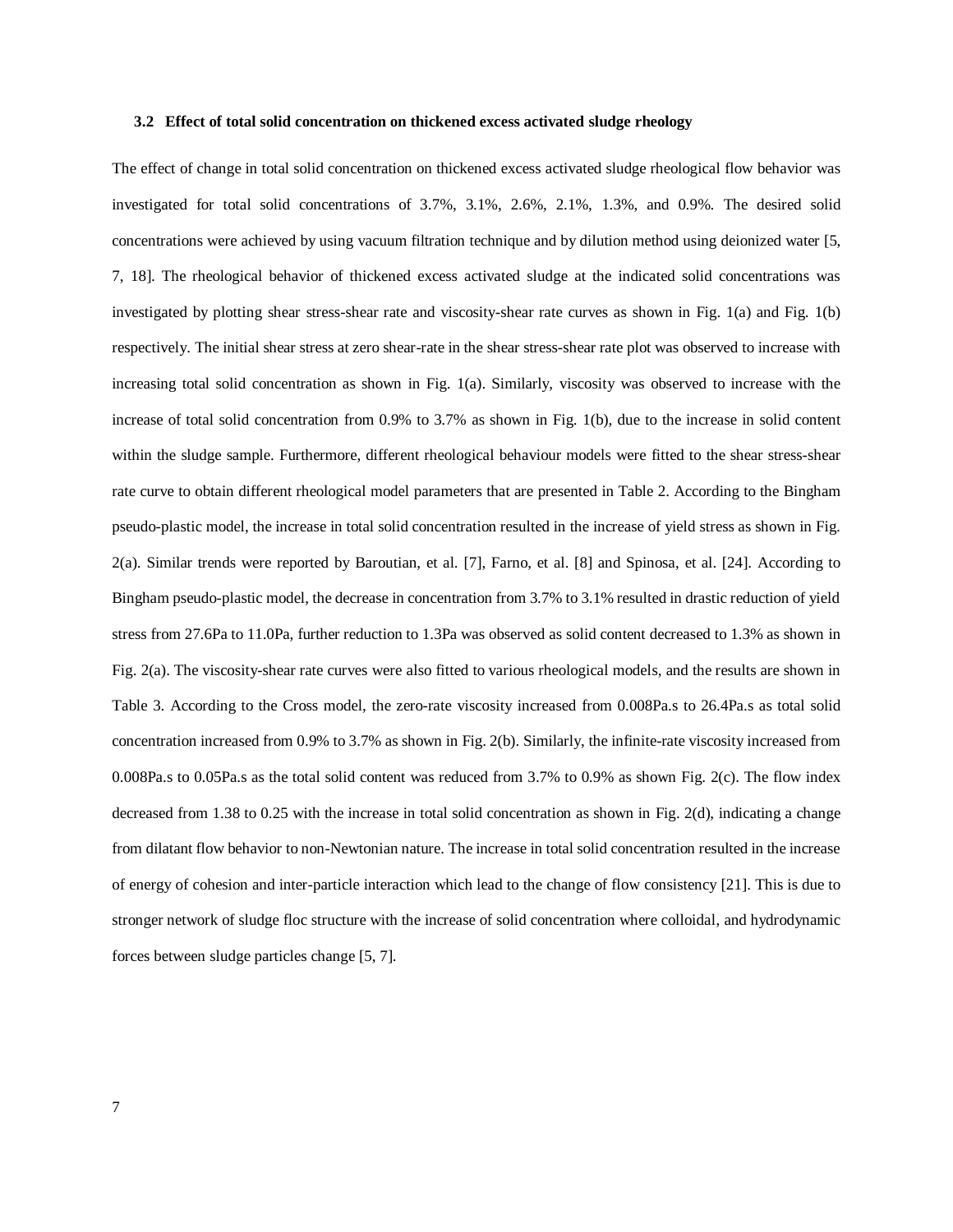### 3.2 Effect of total solid concentration on thickened excess activated sludge rheology

The effect of change in total solid concentration on thickened excess activated sludge rheological flow behavior was investigated for total solid concentrations of 3.7%, 3.1%, 2.6%, 2.1%, 1.3%, and 0.9%. The desired solid concentrations were achieved by using vacuum filtration technique and by dilution method using deionized water [5, 7, 18]. The rheological behavior of thickened excess activated sludge at the indicated solid concentrations was investigated by plotting shear stress-shear rate and viscosity-shear rate curves as shown in Fig. 1(a) and Fig. 1(b) respectively. The initial shear stress at zero shear-rate in the shear stress-shear rate plot was observed to increase with increasing total solid concentration as shown in Fig. 1(a). Similarly, viscosity was observed to increase with the increase of total solid concentration from 0.9% to 3.7% as shown in Fig. 1(b), due to the increase in solid content within the sludge sample. Furthermore, different rheological behaviour models were fitted to the shear stress-shear rate curve to obtain different rheological model parameters that are presented in Table 2. According to the Bingham pseudo-plastic model, the increase in total solid concentration resulted in the increase of yield stress as shown in Fig. 2(a). Similar trends were reported by Baroutian, et al. [7], Farno, et al. [8] and Spinosa, et al. [24]. According to Bingham pseudo-plastic model, the decrease in concentration from 3.7% to 3.1% resulted in drastic reduction of yield stress from 27.6Pa to 11.0Pa, further reduction to 1.3Pa was observed as solid content decreased to 1.3% as shown in Fig. 2(a). The viscosity-shear rate curves were also fitted to various rheological models, and the results are shown in Table 3. According to the Cross model, the zero-rate viscosity increased from 0.008Pa.s to 26.4Pa.s as total solid concentration increased from 0.9% to 3.7% as shown in Fig. 2(b). Similarly, the infinite-rate viscosity increased from 0.008Pa.s to 0.05Pa.s as the total solid content was reduced from 3.7% to 0.9% as shown Fig. 2(c). The flow index decreased from 1.38 to 0.25 with the increase in total solid concentration as shown in Fig. 2(d), indicating a change from dilatant flow behavior to non-Newtonian nature. The increase in total solid concentration resulted in the increase of energy of cohesion and inter-particle interaction which lead to the change of flow consistency [21]. This is due to stronger network of sludge floc structure with the increase of solid concentration where colloidal, and hydrodynamic forces between sludge particles change [5, 7].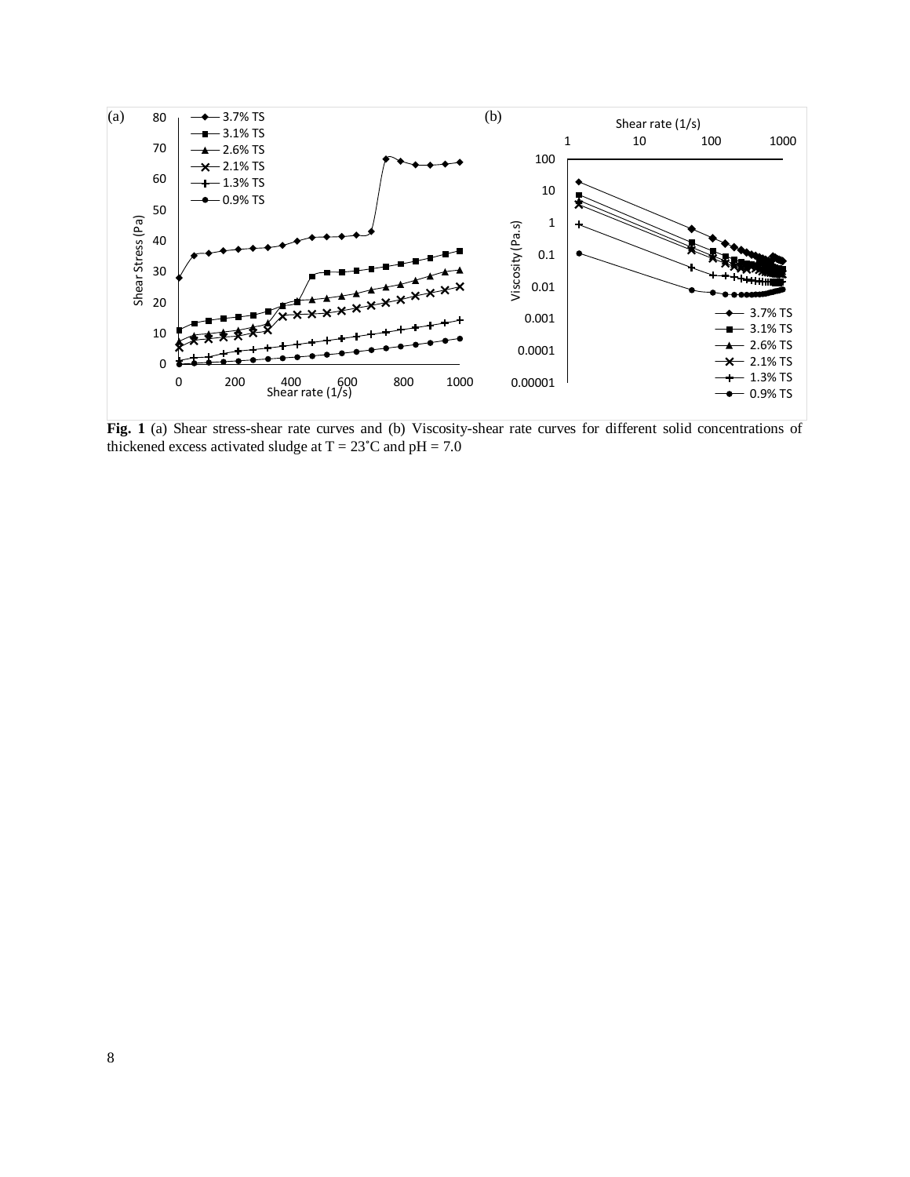**Fig. 1** (a) Shear stress-shear rate curves and (b) Viscosity-shear rate curves for different solid concentrations of thickened excess activated sludge at T = 23˚C and pH = 7.0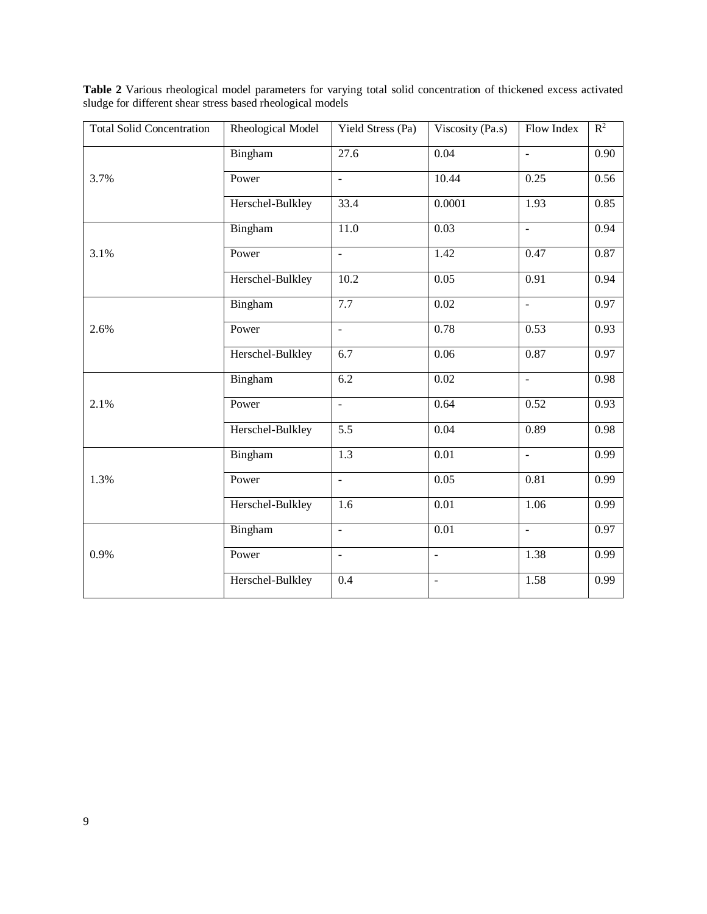**Table 2** Various rheological model parameters for varying total solid concentration of thickened excess activated sludge for different shear stress based rheological models

| Total Solid Concentration | Rheological Model | Yield Stress (Pa) | Viscosity (Pa.s) | Flow Index | $R^2$ |
|---|---|---|---|---|---|
| 3.7% | Bingham | 27.6 | 0.04 | - | 0.90 |
| | Power | - | 10.44 | 0.25 | 0.56 |
| | Herschel-Bulkley | 33.4 | 0.0001 | 1.93 | 0.85 |
| 3.1% | Bingham | 11.0 | 0.03 | - | 0.94 |
| | Power | - | 1.42 | 0.47 | 0.87 |
| | Herschel-Bulkley | 10.2 | 0.05 | 0.91 | 0.94 |
| 2.6% | Bingham | 7.7 | 0.02 | - | 0.97 |
| | Power | - | 0.78 | 0.53 | 0.93 |
| | Herschel-Bulkley | 6.7 | 0.06 | 0.87 | 0.97 |
| 2.1% | Bingham | 6.2 | 0.02 | - | 0.98 |
| | Power | - | 0.64 | 0.52 | 0.93 |
| | Herschel-Bulkley | 5.5 | 0.04 | 0.89 | 0.98 |
| 1.3% | Bingham | 1.3 | 0.01 | - | 0.99 |
| | Power | - | 0.05 | 0.81 | 0.99 |
| | Herschel-Bulkley | 1.6 | 0.01 | 1.06 | 0.99 |
| 0.9% | Bingham | - | 0.01 | - | 0.97 |
| | Power | - | - | 1.38 | 0.99 |
| | Herschel-Bulkley | 0.4 | - | 1.58 | 0.99 |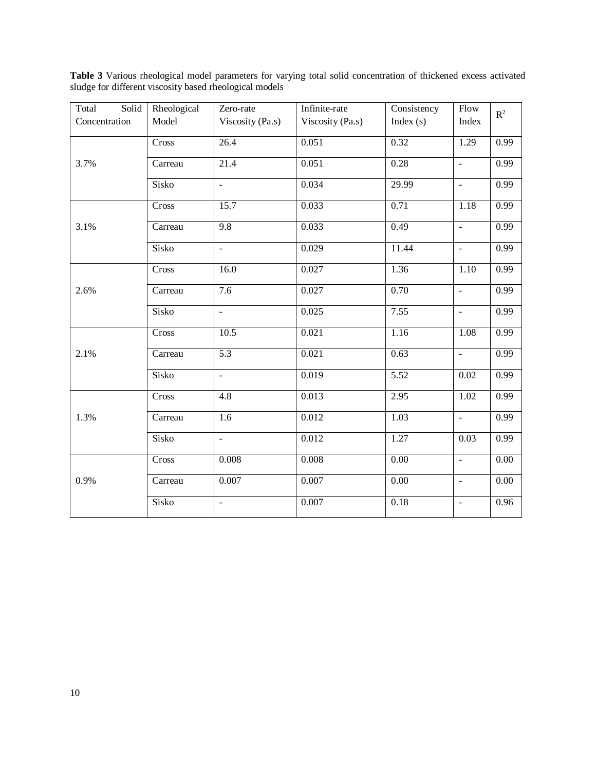**Table 3** Various rheological model parameters for varying total solid concentration of thickened excess activated sludge for different viscosity based rheological models

| Total Solid Concentration | Rheological Model | Zero-rate Viscosity (Pa.s) | Infinite-rate Viscosity (Pa.s) | Consistency Index (s) | Flow Index | $R^2$ |
|---|---|---|---|---|---|---|
| 3.7% | Cross | 26.4 | 0.051 | 0.32 | 1.29 | 0.99 |
| | Carreau | 21.4 | 0.051 | 0.28 | - | 0.99 |
| | Sisko | - | 0.034 | 29.99 | - | 0.99 |
| 3.1% | Cross | 15.7 | 0.033 | 0.71 | 1.18 | 0.99 |
| | Carreau | 9.8 | 0.033 | 0.49 | - | 0.99 |
| | Sisko | - | 0.029 | 11.44 | - | 0.99 |
| 2.6% | Cross | 16.0 | 0.027 | 1.36 | 1.10 | 0.99 |
| | Carreau | 7.6 | 0.027 | 0.70 | - | 0.99 |
| | Sisko | - | 0.025 | 7.55 | - | 0.99 |
| 2.1% | Cross | 10.5 | 0.021 | 1.16 | 1.08 | 0.99 |
| | Carreau | 5.3 | 0.021 | 0.63 | - | 0.99 |
| | Sisko | - | 0.019 | 5.52 | 0.02 | 0.99 |
| 1.3% | Cross | 4.8 | 0.013 | 2.95 | 1.02 | 0.99 |
| | Carreau | 1.6 | 0.012 | 1.03 | - | 0.99 |
| | Sisko | - | 0.012 | 1.27 | 0.03 | 0.99 |
| 0.9% | Cross | 0.008 | 0.008 | 0.00 | - | 0.00 |
| | Carreau | 0.007 | 0.007 | 0.00 | - | 0.00 |
| | Sisko | - | 0.007 | 0.18 | - | 0.96 |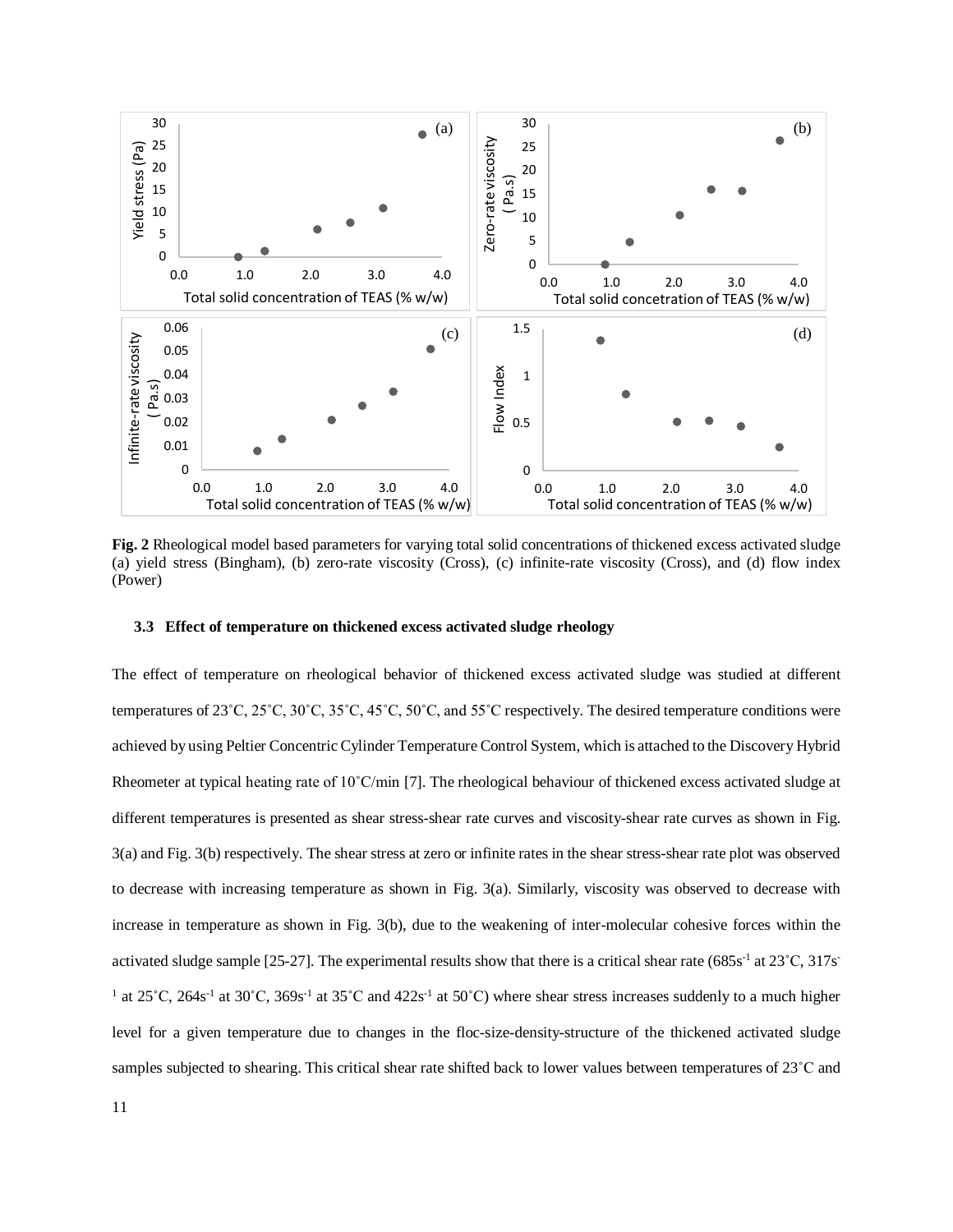**Fig. 2** Rheological model based parameters for varying total solid concentrations of thickened excess activated sludge (a) yield stress (Bingham), (b) zero-rate viscosity (Cross), (c) infinite-rate viscosity (Cross), and (d) flow index (Power)

### 3.3 Effect of temperature on thickened excess activated sludge rheology

The effect of temperature on rheological behavior of thickened excess activated sludge was studied at different temperatures of 23˚C, 25˚C, 30˚C, 35˚C, 45˚C, 50˚C, and 55˚C respectively. The desired temperature conditions were achieved by using Peltier Concentric Cylinder Temperature Control System, which is attached to the Discovery Hybrid Rheometer at typical heating rate of 10˚C/min [7]. The rheological behaviour of thickened excess activated sludge at different temperatures is presented as shear stress-shear rate curves and viscosity-shear rate curves as shown in Fig. 3(a) and Fig. 3(b) respectively. The shear stress at zero or infinite rates in the shear stress-shear rate plot was observed to decrease with increasing temperature as shown in Fig. 3(a). Similarly, viscosity was observed to decrease with increase in temperature as shown in Fig. 3(b), due to the weakening of inter-molecular cohesive forces within the activated sludge sample [25-27]. The experimental results show that there is a critical shear rate (685$s^{-1}$ at 23˚C, 317$s^{-1}$ at 25˚C, 264$s^{-1}$ at 30˚C, 369$s^{-1}$ at 35˚C and 422$s^{-1}$ at 50˚C) where shear stress increases suddenly to a much higher level for a given temperature due to changes in the floc-size-density-structure of the thickened activated sludge samples subjected to shearing. This critical shear rate shifted back to lower values between temperatures of 23˚C and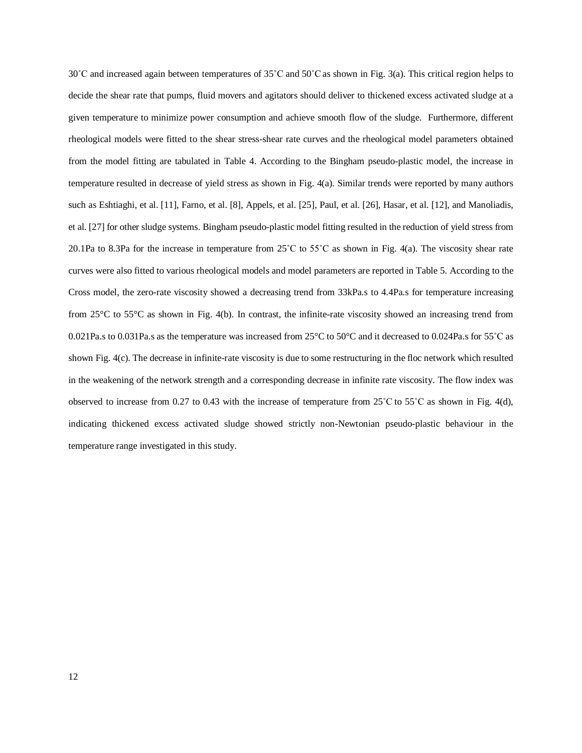30˚C and increased again between temperatures of 35˚C and 50˚C as shown in Fig. 3(a). This critical region helps to decide the shear rate that pumps, fluid movers and agitators should deliver to thickened excess activated sludge at a given temperature to minimize power consumption and achieve smooth flow of the sludge. Furthermore, different rheological models were fitted to the shear stress-shear rate curves and the rheological model parameters obtained from the model fitting are tabulated in Table 4. According to the Bingham pseudo-plastic model, the increase in temperature resulted in decrease of yield stress as shown in Fig. 4(a). Similar trends were reported by many authors such as Eshtiaghi, et al. [11], Farno, et al. [8], Appels, et al. [25], Paul, et al. [26], Hasar, et al. [12], and Manoliadis, et al. [27] for other sludge systems. Bingham pseudo-plastic model fitting resulted in the reduction of yield stress from 20.1Pa to 8.3Pa for the increase in temperature from 25˚C to 55˚C as shown in Fig. 4(a). The viscosity shear rate curves were also fitted to various rheological models and model parameters are reported in Table 5. According to the Cross model, the zero-rate viscosity showed a decreasing trend from 33kPa.s to 4.4Pa.s for temperature increasing from 25°C to 55°C as shown in Fig. 4(b). In contrast, the infinite-rate viscosity showed an increasing trend from 0.021Pa.s to 0.031Pa.s as the temperature was increased from 25°C to 50°C and it decreased to 0.024Pa.s for 55˚C as shown Fig. 4(c). The decrease in infinite-rate viscosity is due to some restructuring in the floc network which resulted in the weakening of the network strength and a corresponding decrease in infinite rate viscosity. The flow index was observed to increase from 0.27 to 0.43 with the increase of temperature from 25˚C to 55˚C as shown in Fig. 4(d), indicating thickened excess activated sludge showed strictly non-Newtonian pseudo-plastic behaviour in the temperature range investigated in this study.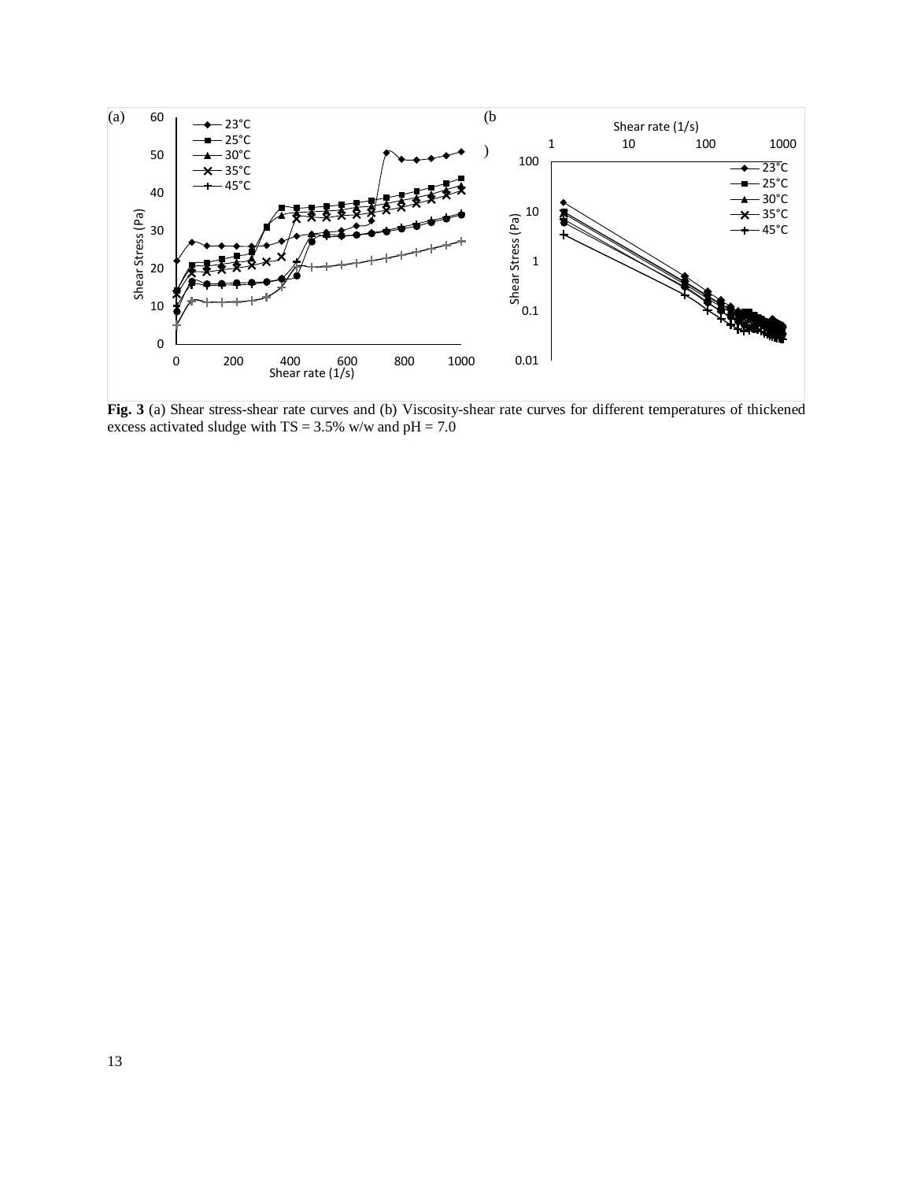**Fig. 3** (a) Shear stress-shear rate curves and (b) Viscosity-shear rate curves for different temperatures of thickened excess activated sludge with TS = 3.5% w/w and pH = 7.0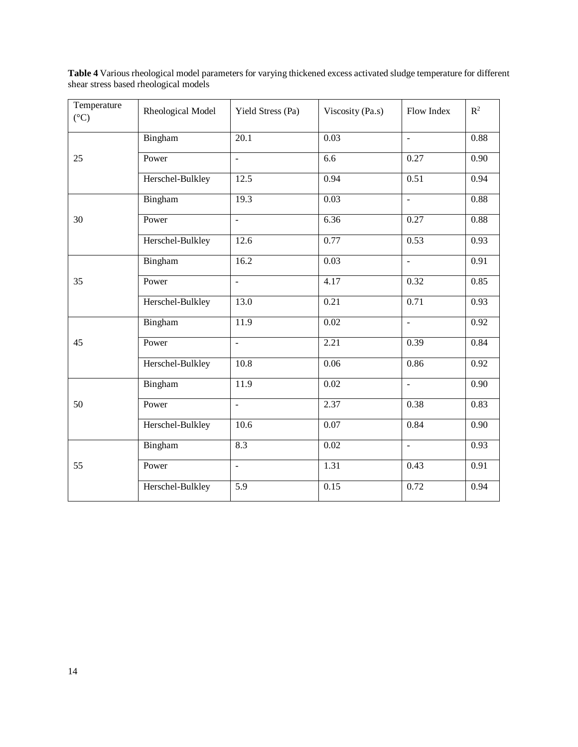**Table 4** Various rheological model parameters for varying thickened excess activated sludge temperature for different shear stress based rheological models

| Temperature (°C) | Rheological Model | Yield Stress (Pa) | Viscosity (Pa.s) | Flow Index | $R^2$ |
|---|---|---|---|---|---|
| 25 | Bingham | 20.1 | 0.03 | - | 0.88 |
| | Power | - | 6.6 | 0.27 | 0.90 |
| | Herschel-Bulkley | 12.5 | 0.94 | 0.51 | 0.94 |
| 30 | Bingham | 19.3 | 0.03 | - | 0.88 |
| | Power | - | 6.36 | 0.27 | 0.88 |
| | Herschel-Bulkley | 12.6 | 0.77 | 0.53 | 0.93 |
| 35 | Bingham | 16.2 | 0.03 | - | 0.91 |
| | Power | - | 4.17 | 0.32 | 0.85 |
| | Herschel-Bulkley | 13.0 | 0.21 | 0.71 | 0.93 |
| 45 | Bingham | 11.9 | 0.02 | - | 0.92 |
| | Power | - | 2.21 | 0.39 | 0.84 |
| | Herschel-Bulkley | 10.8 | 0.06 | 0.86 | 0.92 |
| 50 | Bingham | 11.9 | 0.02 | - | 0.90 |
| | Power | - | 2.37 | 0.38 | 0.83 |
| | Herschel-Bulkley | 10.6 | 0.07 | 0.84 | 0.90 |
| 55 | Bingham | 8.3 | 0.02 | - | 0.93 |
| | Power | - | 1.31 | 0.43 | 0.91 |
| | Herschel-Bulkley | 5.9 | 0.15 | 0.72 | 0.94 |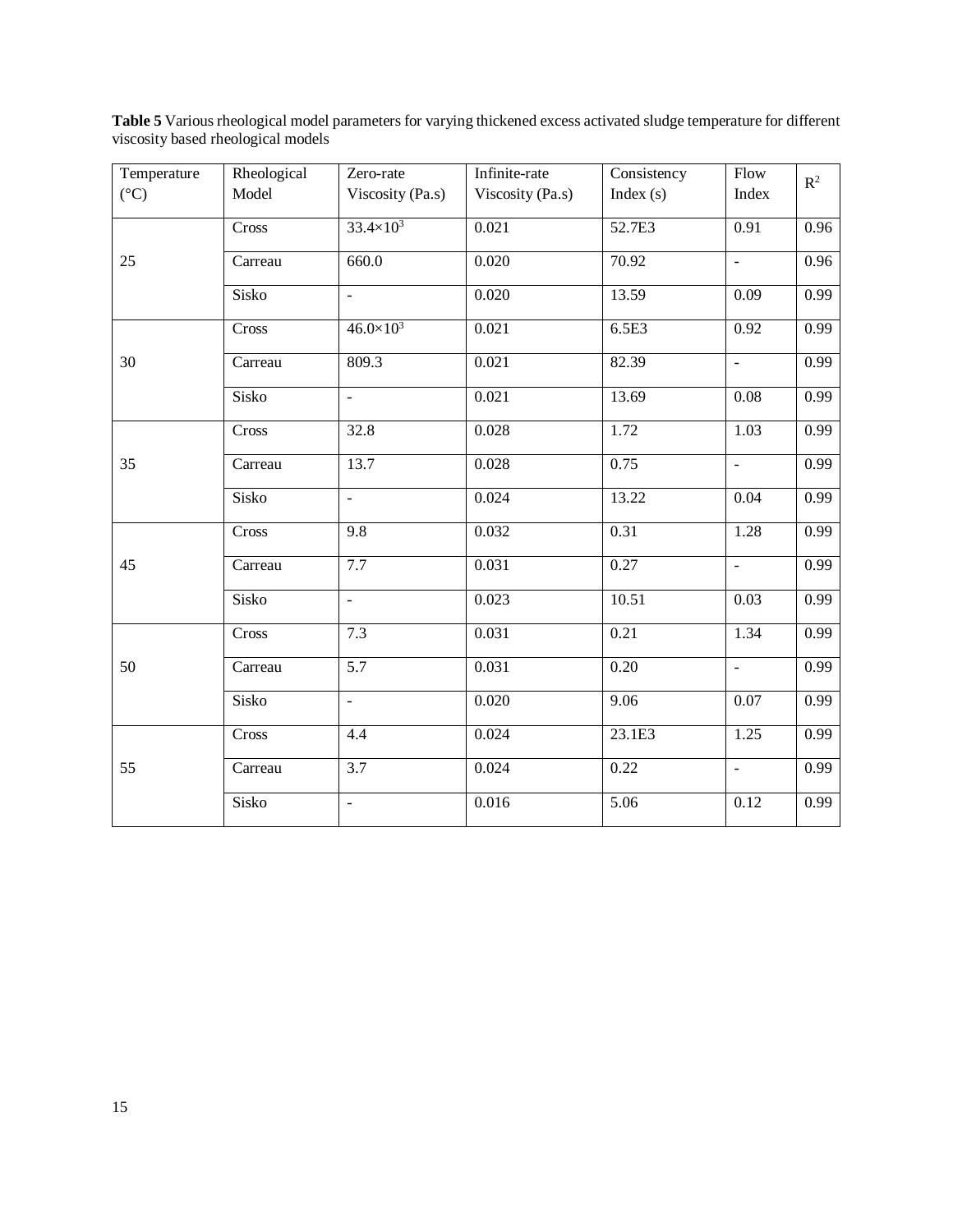**Table 5** Various rheological model parameters for varying thickened excess activated sludge temperature for different viscosity based rheological models

| Temperature (°C) | Rheological Model | Zero-rate Viscosity (Pa.s) | Infinite-rate Viscosity (Pa.s) | Consistency Index (s) | Flow Index | $R^2$ |
|---|---|---|---|---|---|---|
| 25 | Cross | $33.4 \times 10^3$ | 0.021 | 52.7E3 | 0.91 | 0.96 |
| | Carreau | 660.0 | 0.020 | 70.92 | - | 0.96 |
| | Sisko | - | 0.020 | 13.59 | 0.09 | 0.99 |
| 30 | Cross | $46.0 \times 10^3$ | 0.021 | 6.5E3 | 0.92 | 0.99 |
| | Carreau | 809.3 | 0.021 | 82.39 | - | 0.99 |
| | Sisko | - | 0.021 | 13.69 | 0.08 | 0.99 |
| 35 | Cross | 32.8 | 0.028 | 1.72 | 1.03 | 0.99 |
| | Carreau | 13.7 | 0.028 | 0.75 | - | 0.99 |
| | Sisko | - | 0.024 | 13.22 | 0.04 | 0.99 |
| 45 | Cross | 9.8 | 0.032 | 0.31 | 1.28 | 0.99 |
| | Carreau | 7.7 | 0.031 | 0.27 | - | 0.99 |
| | Sisko | - | 0.023 | 10.51 | 0.03 | 0.99 |
| 50 | Cross | 7.3 | 0.031 | 0.21 | 1.34 | 0.99 |
| | Carreau | 5.7 | 0.031 | 0.20 | - | 0.99 |
| | Sisko | - | 0.020 | 9.06 | 0.07 | 0.99 |
| 55 | Cross | 4.4 | 0.024 | 23.1E3 | 1.25 | 0.99 |
| | Carreau | 3.7 | 0.024 | 0.22 | - | 0.99 |
| | Sisko | - | 0.016 | 5.06 | 0.12 | 0.99 |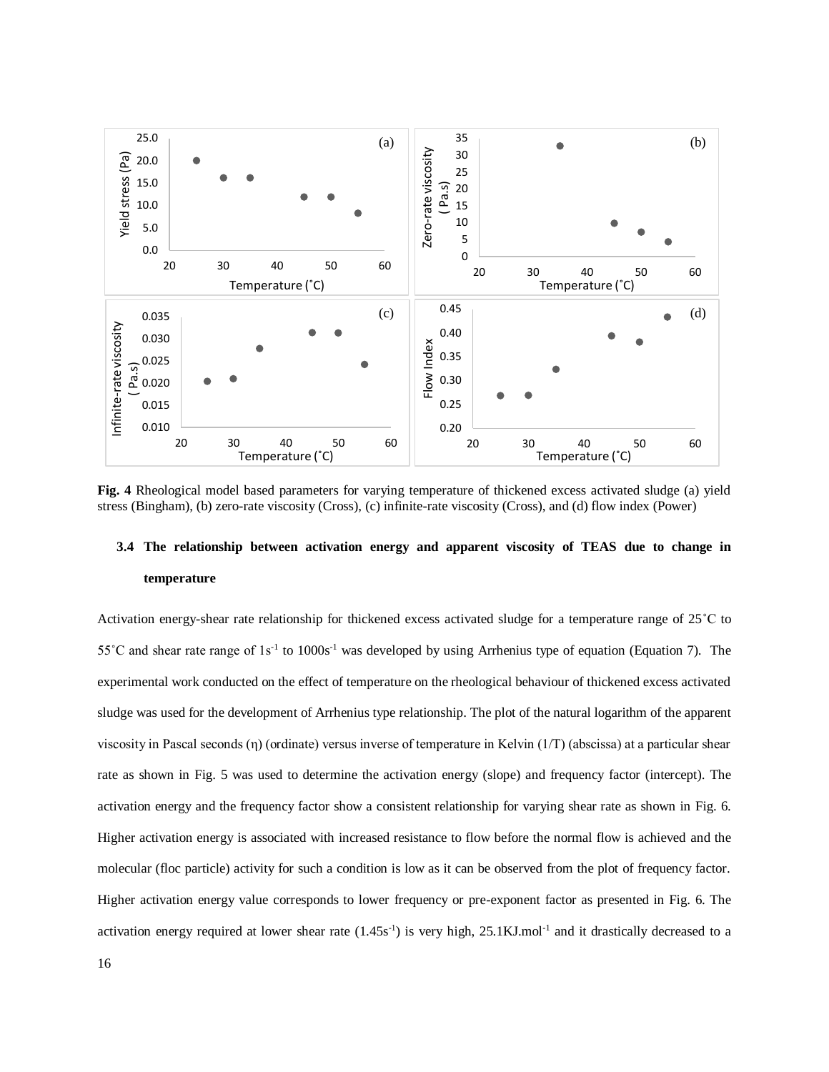**Fig. 4** Rheological model based parameters for varying temperature of thickened excess activated sludge (a) yield stress (Bingham), (b) zero-rate viscosity (Cross), (c) infinite-rate viscosity (Cross), and (d) flow index (Power)

### 3.4 The relationship between activation energy and apparent viscosity of TEAS due to change in temperature

Activation energy-shear rate relationship for thickened excess activated sludge for a temperature range of 25˚C to 55˚C and shear rate range of $1s^{-1}$ to $1000s^{-1}$ was developed by using Arrhenius type of equation (Equation 7). The experimental work conducted on the effect of temperature on the rheological behaviour of thickened excess activated sludge was used for the development of Arrhenius type relationship. The plot of the natural logarithm of the apparent viscosity in Pascal seconds (η) (ordinate) versus inverse of temperature in Kelvin (1/T) (abscissa) at a particular shear rate as shown in Fig. 5 was used to determine the activation energy (slope) and frequency factor (intercept). The activation energy and the frequency factor show a consistent relationship for varying shear rate as shown in Fig. 6. Higher activation energy is associated with increased resistance to flow before the normal flow is achieved and the molecular (floc particle) activity for such a condition is low as it can be observed from the plot of frequency factor. Higher activation energy value corresponds to lower frequency or pre-exponent factor as presented in Fig. 6. The activation energy required at lower shear rate ($1.45s^{-1}$) is very high, $25.1KJ.mol^{-1}$ and it drastically decreased to a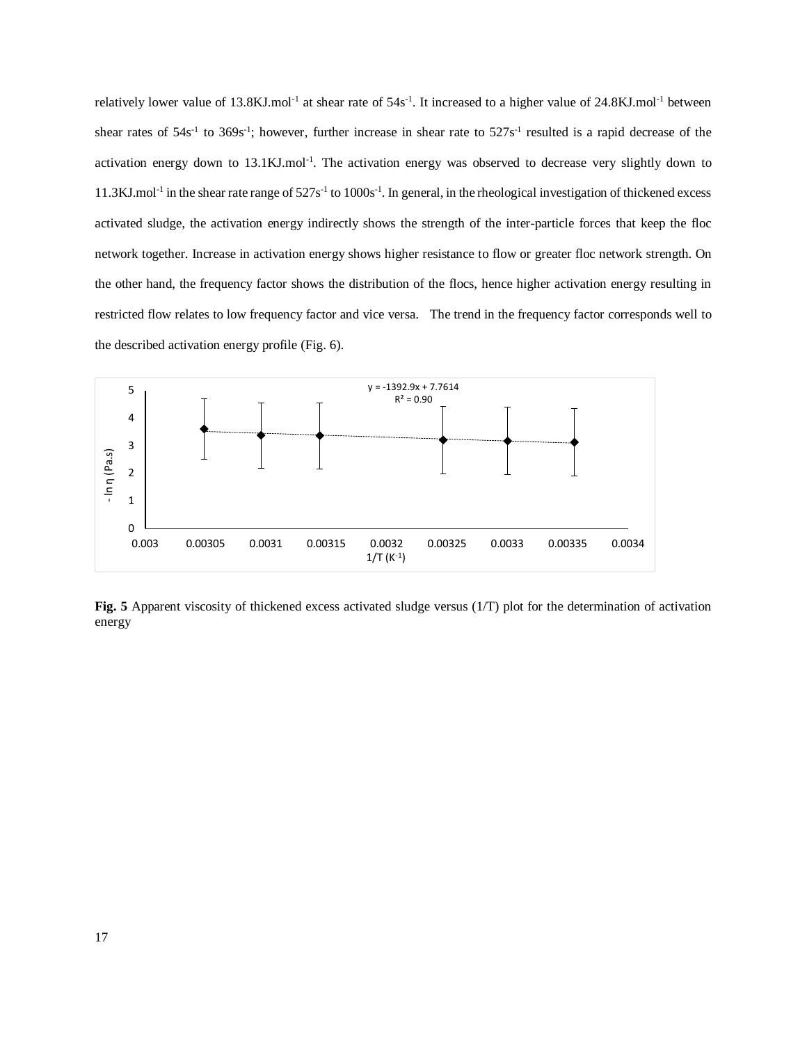relatively lower value of 13.8KJ.mol$^{-1}$ at shear rate of 54s$^{-1}$. It increased to a higher value of 24.8KJ.mol$^{-1}$ between shear rates of 54s$^{-1}$ to 369s$^{-1}$; however, further increase in shear rate to 527s$^{-1}$ resulted is a rapid decrease of the activation energy down to 13.1KJ.mol$^{-1}$. The activation energy was observed to decrease very slightly down to 11.3KJ.mol$^{-1}$ in the shear rate range of 527s$^{-1}$ to 1000s$^{-1}$. In general, in the rheological investigation of thickened excess activated sludge, the activation energy indirectly shows the strength of the inter-particle forces that keep the floc network together. Increase in activation energy shows higher resistance to flow or greater floc network strength. On the other hand, the frequency factor shows the distribution of the flocs, hence higher activation energy resulting in restricted flow relates to low frequency factor and vice versa. The trend in the frequency factor corresponds well to the described activation energy profile (Fig. 6).

**Fig. 5** Apparent viscosity of thickened excess activated sludge versus (1/T) plot for the determination of activation energy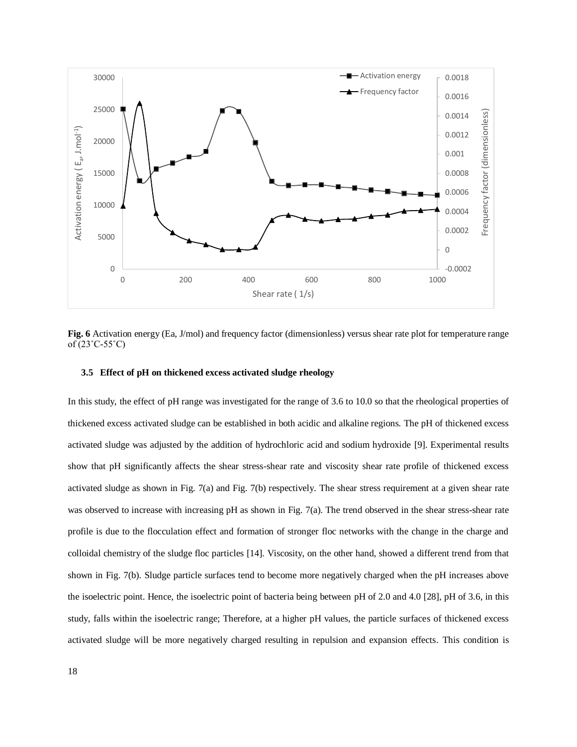**Fig. 6** Activation energy (Ea, J/mol) and frequency factor (dimensionless) versus shear rate plot for temperature range of (23˚C-55˚C)

### 3.5 Effect of pH on thickened excess activated sludge rheology

In this study, the effect of pH range was investigated for the range of 3.6 to 10.0 so that the rheological properties of thickened excess activated sludge can be established in both acidic and alkaline regions. The pH of thickened excess activated sludge was adjusted by the addition of hydrochloric acid and sodium hydroxide [9]. Experimental results show that pH significantly affects the shear stress-shear rate and viscosity shear rate profile of thickened excess activated sludge as shown in Fig. 7(a) and Fig. 7(b) respectively. The shear stress requirement at a given shear rate was observed to increase with increasing pH as shown in Fig. 7(a). The trend observed in the shear stress-shear rate profile is due to the flocculation effect and formation of stronger floc networks with the change in the charge and colloidal chemistry of the sludge floc particles [14]. Viscosity, on the other hand, showed a different trend from that shown in Fig. 7(b). Sludge particle surfaces tend to become more negatively charged when the pH increases above the isoelectric point. Hence, the isoelectric point of bacteria being between pH of 2.0 and 4.0 [28], pH of 3.6, in this study, falls within the isoelectric range; Therefore, at a higher pH values, the particle surfaces of thickened excess activated sludge will be more negatively charged resulting in repulsion and expansion effects. This condition is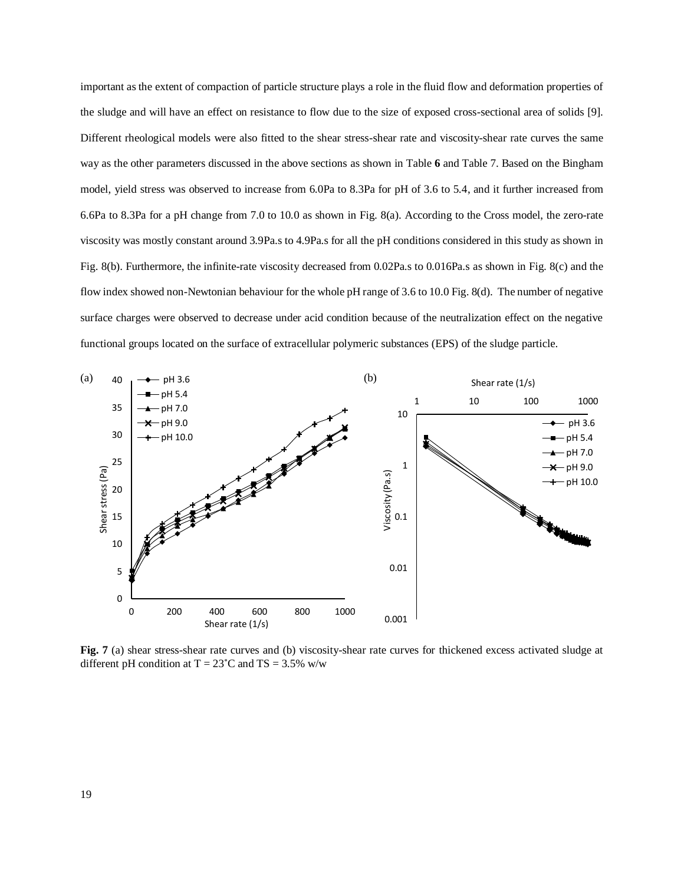important as the extent of compaction of particle structure plays a role in the fluid flow and deformation properties of the sludge and will have an effect on resistance to flow due to the size of exposed cross-sectional area of solids [9]. Different rheological models were also fitted to the shear stress-shear rate and viscosity-shear rate curves the same way as the other parameters discussed in the above sections as shown in Table **6** and Table 7. Based on the Bingham model, yield stress was observed to increase from 6.0Pa to 8.3Pa for pH of 3.6 to 5.4, and it further increased from 6.6Pa to 8.3Pa for a pH change from 7.0 to 10.0 as shown in Fig. 8(a). According to the Cross model, the zero-rate viscosity was mostly constant around 3.9Pa.s to 4.9Pa.s for all the pH conditions considered in this study as shown in Fig. 8(b). Furthermore, the infinite-rate viscosity decreased from 0.02Pa.s to 0.016Pa.s as shown in Fig. 8(c) and the flow index showed non-Newtonian behaviour for the whole pH range of 3.6 to 10.0 Fig. 8(d). The number of negative surface charges were observed to decrease under acid condition because of the neutralization effect on the negative functional groups located on the surface of extracellular polymeric substances (EPS) of the sludge particle.

**Fig. 7** (a) shear stress-shear rate curves and (b) viscosity-shear rate curves for thickened excess activated sludge at different pH condition at T = 23˚C and TS = 3.5% w/w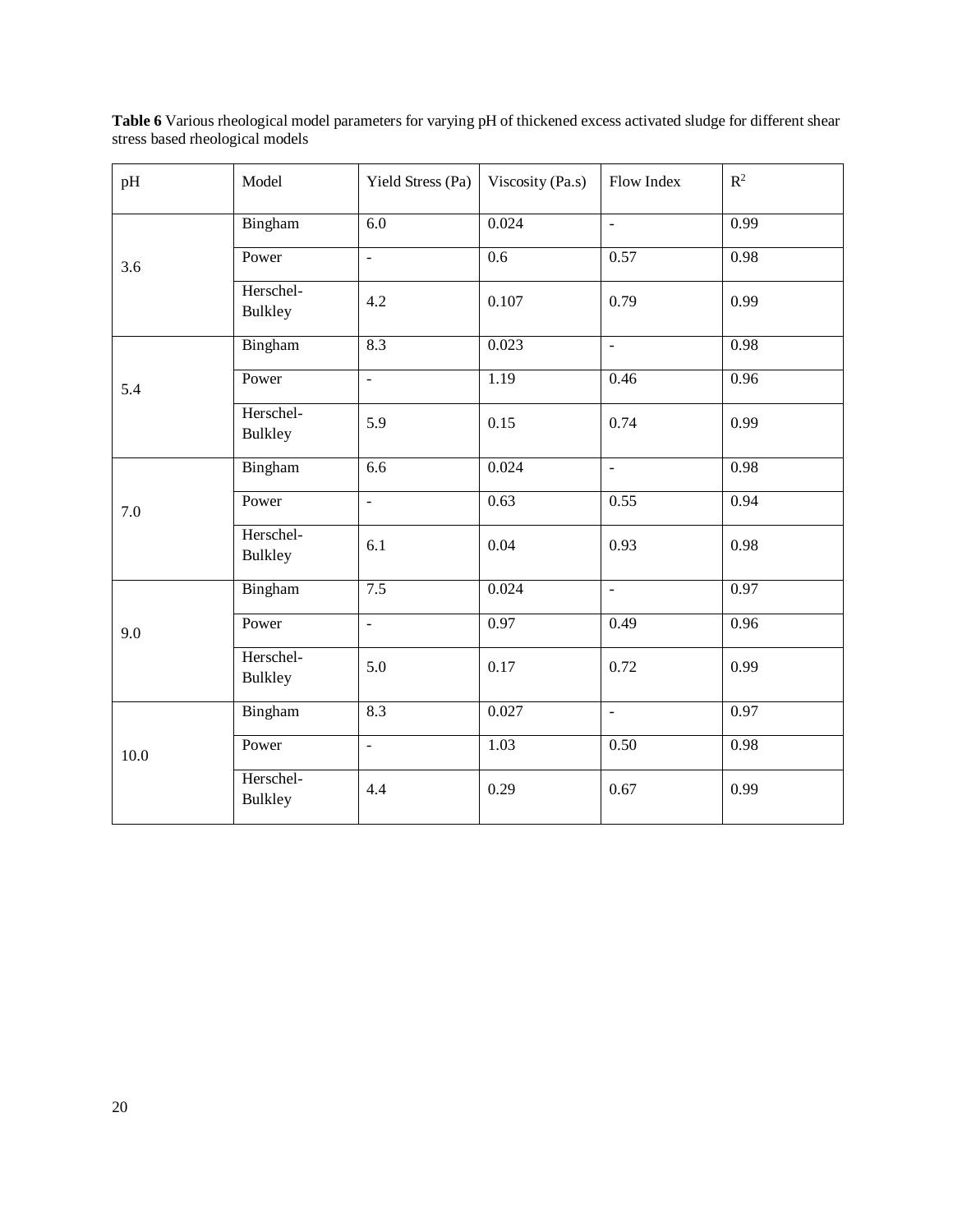**Table 6** Various rheological model parameters for varying pH of thickened excess activated sludge for different shear stress based rheological models

| pH | Model | Yield Stress (Pa) | Viscosity (Pa.s) | Flow Index | $R^2$ |
|---|---|---|---|---|---|
| 3.6 | Bingham | 6.0 | 0.024 | - | 0.99 |
| | Power | - | 0.6 | 0.57 | 0.98 |
| | Herschel-Bulkley | 4.2 | 0.107 | 0.79 | 0.99 |
| 5.4 | Bingham | 8.3 | 0.023 | - | 0.98 |
| | Power | - | 1.19 | 0.46 | 0.96 |
| | Herschel-Bulkley | 5.9 | 0.15 | 0.74 | 0.99 |
| 7.0 | Bingham | 6.6 | 0.024 | - | 0.98 |
| | Power | - | 0.63 | 0.55 | 0.94 |
| | Herschel-Bulkley | 6.1 | 0.04 | 0.93 | 0.98 |
| 9.0 | Bingham | 7.5 | 0.024 | - | 0.97 |
| | Power | - | 0.97 | 0.49 | 0.96 |
| | Herschel-Bulkley | 5.0 | 0.17 | 0.72 | 0.99 |
| 10.0 | Bingham | 8.3 | 0.027 | - | 0.97 |
| | Power | - | 1.03 | 0.50 | 0.98 |
| | Herschel-Bulkley | 4.4 | 0.29 | 0.67 | 0.99 |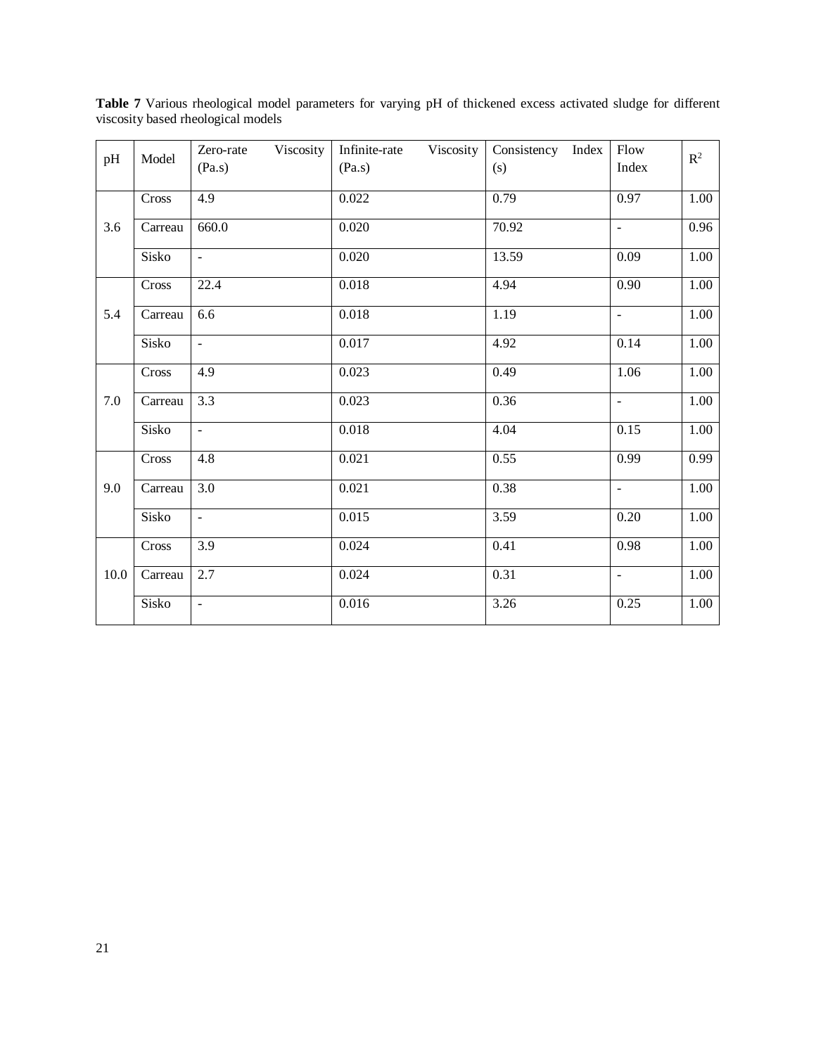**Table 7** Various rheological model parameters for varying pH of thickened excess activated sludge for different viscosity based rheological models

| pH | Model | Zero-rate Viscosity (Pa.s) | Infinite-rate Viscosity (Pa.s) | Consistency Index (s) | Flow Index | $R^2$ |
|---|---|---|---|---|---|---|
| 3.6 | Cross | 4.9 | 0.022 | 0.79 | 0.97 | 1.00 |
| | Carreau | 660.0 | 0.020 | 70.92 | - | 0.96 |
| | Sisko | - | 0.020 | 13.59 | 0.09 | 1.00 |
| 5.4 | Cross | 22.4 | 0.018 | 4.94 | 0.90 | 1.00 |
| | Carreau | 6.6 | 0.018 | 1.19 | - | 1.00 |
| | Sisko | - | 0.017 | 4.92 | 0.14 | 1.00 |
| 7.0 | Cross | 4.9 | 0.023 | 0.49 | 1.06 | 1.00 |
| | Carreau | 3.3 | 0.023 | 0.36 | - | 1.00 |
| | Sisko | - | 0.018 | 4.04 | 0.15 | 1.00 |
| 9.0 | Cross | 4.8 | 0.021 | 0.55 | 0.99 | 0.99 |
| | Carreau | 3.0 | 0.021 | 0.38 | - | 1.00 |
| | Sisko | - | 0.015 | 3.59 | 0.20 | 1.00 |
| 10.0 | Cross | 3.9 | 0.024 | 0.41 | 0.98 | 1.00 |
| | Carreau | 2.7 | 0.024 | 0.31 | - | 1.00 |
| | Sisko | - | 0.016 | 3.26 | 0.25 | 1.00 |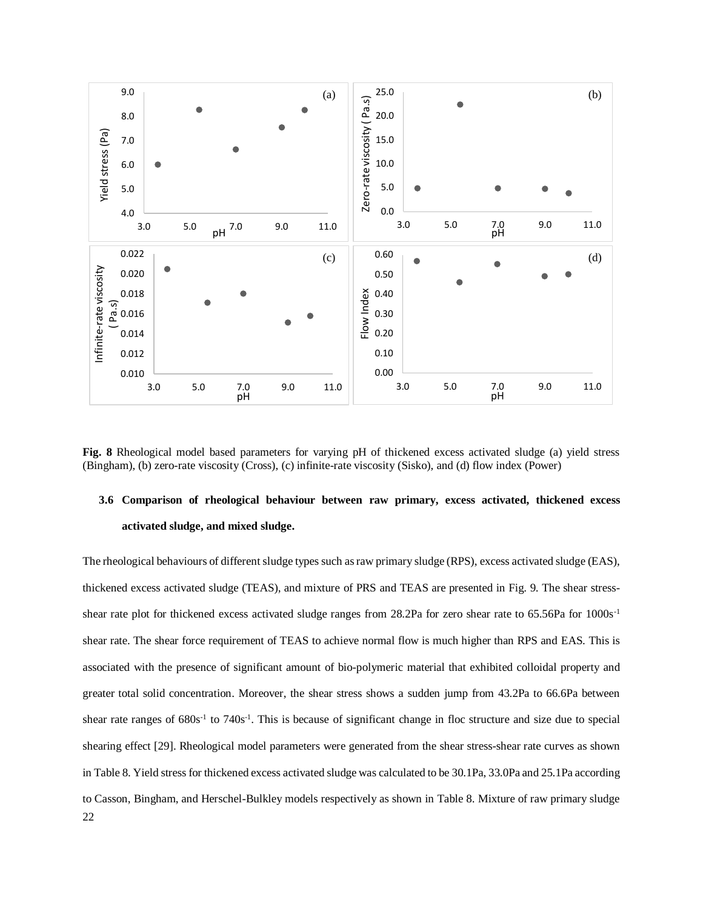**Fig. 8** Rheological model based parameters for varying pH of thickened excess activated sludge (a) yield stress (Bingham), (b) zero-rate viscosity (Cross), (c) infinite-rate viscosity (Sisko), and (d) flow index (Power)

### 3.6 Comparison of rheological behaviour between raw primary, excess activated, thickened excess activated sludge, and mixed sludge.

The rheological behaviours of different sludge types such as raw primary sludge (RPS), excess activated sludge (EAS), thickened excess activated sludge (TEAS), and mixture of PRS and TEAS are presented in Fig. 9. The shear stress-shear rate plot for thickened excess activated sludge ranges from 28.2Pa for zero shear rate to 65.56Pa for 1000s$^{-1}$ shear rate. The shear force requirement of TEAS to achieve normal flow is much higher than RPS and EAS. This is associated with the presence of significant amount of bio-polymeric material that exhibited colloidal property and greater total solid concentration. Moreover, the shear stress shows a sudden jump from 43.2Pa to 66.6Pa between shear rate ranges of 680s$^{-1}$ to 740s$^{-1}$. This is because of significant change in floc structure and size due to special shearing effect [29]. Rheological model parameters were generated from the shear stress-shear rate curves as shown in Table 8. Yield stress for thickened excess activated sludge was calculated to be 30.1Pa, 33.0Pa and 25.1Pa according to Casson, Bingham, and Herschel-Bulkley models respectively as shown in Table 8. Mixture of raw primary sludge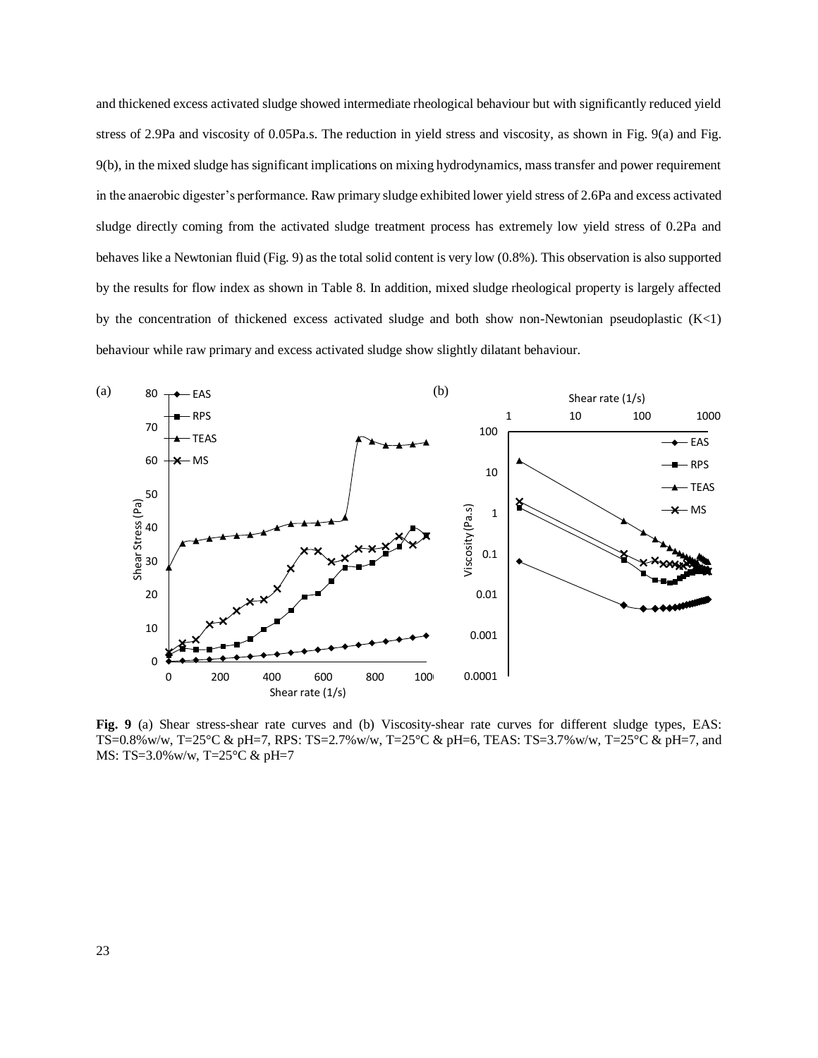and thickened excess activated sludge showed intermediate rheological behaviour but with significantly reduced yield stress of 2.9Pa and viscosity of 0.05Pa.s. The reduction in yield stress and viscosity, as shown in Fig. 9(a) and Fig. 9(b), in the mixed sludge has significant implications on mixing hydrodynamics, mass transfer and power requirement in the anaerobic digester's performance. Raw primary sludge exhibited lower yield stress of 2.6Pa and excess activated sludge directly coming from the activated sludge treatment process has extremely low yield stress of 0.2Pa and behaves like a Newtonian fluid (Fig. 9) as the total solid content is very low (0.8%). This observation is also supported by the results for flow index as shown in Table 8. In addition, mixed sludge rheological property is largely affected by the concentration of thickened excess activated sludge and both show non-Newtonian pseudoplastic ($K<1$) behaviour while raw primary and excess activated sludge show slightly dilatant behaviour.

**Fig. 9** (a) Shear stress-shear rate curves and (b) Viscosity-shear rate curves for different sludge types, EAS: TS=0.8%w/w, T=25°C & pH=7, RPS: TS=2.7%w/w, T=25°C & pH=6, TEAS: TS=3.7%w/w, T=25°C & pH=7, and MS: TS=3.0%w/w, T=25°C & pH=7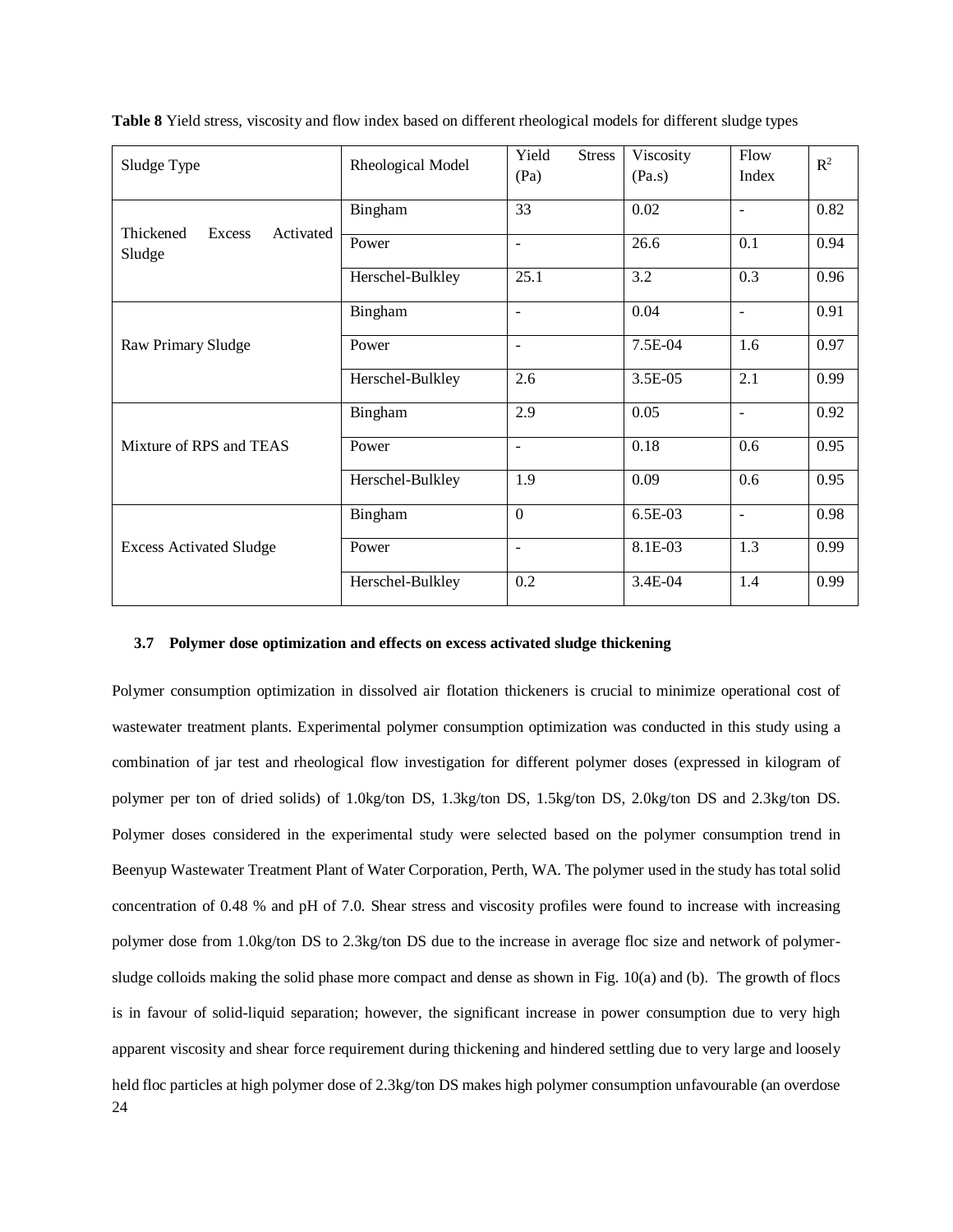**Table 8** Yield stress, viscosity and flow index based on different rheological models for different sludge types

| Sludge Type | Rheological Model | Yield Stress (Pa) | Viscosity (Pa.s) | Flow Index | $R^2$ |
|---|---|---|---|---|---|
| Thickened Excess Activated Sludge | Bingham | 33 | 0.02 | - | 0.82 |
| | Power | - | 26.6 | 0.1 | 0.94 |
| | Herschel-Bulkley | 25.1 | 3.2 | 0.3 | 0.96 |
| Raw Primary Sludge | Bingham | - | 0.04 | - | 0.91 |
| | Power | - | 7.5E-04 | 1.6 | 0.97 |
| | Herschel-Bulkley | 2.6 | 3.5E-05 | 2.1 | 0.99 |
| Mixture of RPS and TEAS | Bingham | 2.9 | 0.05 | - | 0.92 |
| | Power | - | 0.18 | 0.6 | 0.95 |
| | Herschel-Bulkley | 1.9 | 0.09 | 0.6 | 0.95 |
| Excess Activated Sludge | Bingham | 0 | 6.5E-03 | - | 0.98 |
| | Power | - | 8.1E-03 | 1.3 | 0.99 |
| | Herschel-Bulkley | 0.2 | 3.4E-04 | 1.4 | 0.99 |

### 3.7 Polymer dose optimization and effects on excess activated sludge thickening

Polymer consumption optimization in dissolved air flotation thickeners is crucial to minimize operational cost of wastewater treatment plants. Experimental polymer consumption optimization was conducted in this study using a combination of jar test and rheological flow investigation for different polymer doses (expressed in kilogram of polymer per ton of dried solids) of 1.0kg/ton DS, 1.3kg/ton DS, 1.5kg/ton DS, 2.0kg/ton DS and 2.3kg/ton DS. Polymer doses considered in the experimental study were selected based on the polymer consumption trend in Beenyup Wastewater Treatment Plant of Water Corporation, Perth, WA. The polymer used in the study has total solid concentration of 0.48 % and pH of 7.0. Shear stress and viscosity profiles were found to increase with increasing polymer dose from 1.0kg/ton DS to 2.3kg/ton DS due to the increase in average floc size and network of polymer-sludge colloids making the solid phase more compact and dense as shown in Fig. 10(a) and (b). The growth of flocs is in favour of solid-liquid separation; however, the significant increase in power consumption due to very high apparent viscosity and shear force requirement during thickening and hindered settling due to very large and loosely held floc particles at high polymer dose of 2.3kg/ton DS makes high polymer consumption unfavourable (an overdose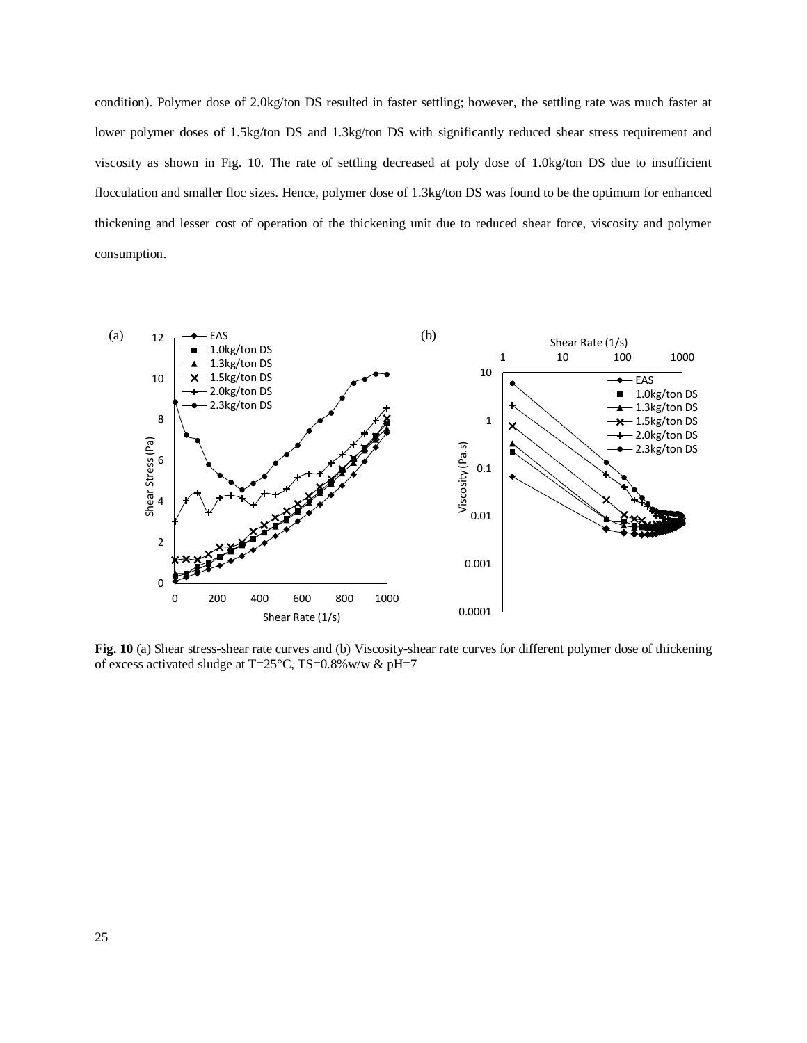condition). Polymer dose of 2.0kg/ton DS resulted in faster settling; however, the settling rate was much faster at lower polymer doses of 1.5kg/ton DS and 1.3kg/ton DS with significantly reduced shear stress requirement and viscosity as shown in Fig. 10. The rate of settling decreased at poly dose of 1.0kg/ton DS due to insufficient flocculation and smaller floc sizes. Hence, polymer dose of 1.3kg/ton DS was found to be the optimum for enhanced thickening and lesser cost of operation of the thickening unit due to reduced shear force, viscosity and polymer consumption.

**Fig. 10** (a) Shear stress-shear rate curves and (b) Viscosity-shear rate curves for different polymer dose of thickening of excess activated sludge at T=25°C, TS=0.8%w/w & pH=7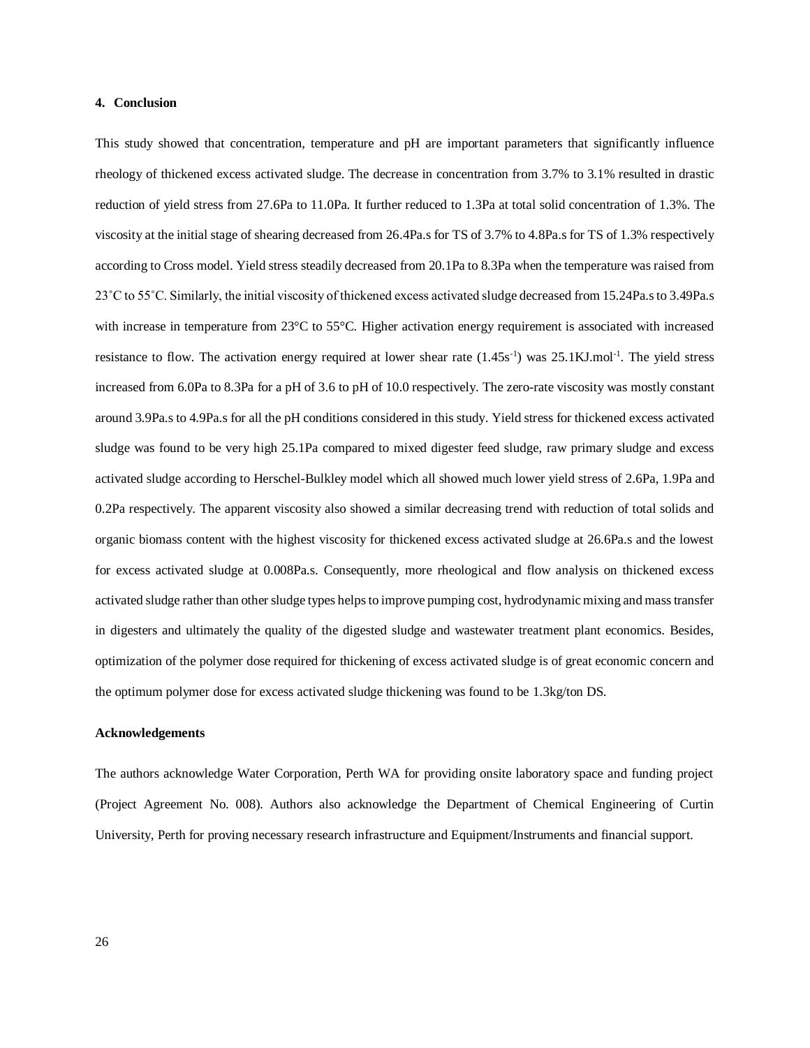## 4. Conclusion

This study showed that concentration, temperature and pH are important parameters that significantly influence rheology of thickened excess activated sludge. The decrease in concentration from 3.7% to 3.1% resulted in drastic reduction of yield stress from 27.6Pa to 11.0Pa. It further reduced to 1.3Pa at total solid concentration of 1.3%. The viscosity at the initial stage of shearing decreased from 26.4Pa.s for TS of 3.7% to 4.8Pa.s for TS of 1.3% respectively according to Cross model. Yield stress steadily decreased from 20.1Pa to 8.3Pa when the temperature was raised from 23˚C to 55˚C. Similarly, the initial viscosity of thickened excess activated sludge decreased from 15.24Pa.s to 3.49Pa.s with increase in temperature from 23°C to 55°C. Higher activation energy requirement is associated with increased resistance to flow. The activation energy required at lower shear rate ($1.45s^{-1}$) was $25.1KJ.mol^{-1}$. The yield stress increased from 6.0Pa to 8.3Pa for a pH of 3.6 to pH of 10.0 respectively. The zero-rate viscosity was mostly constant around 3.9Pa.s to 4.9Pa.s for all the pH conditions considered in this study. Yield stress for thickened excess activated sludge was found to be very high 25.1Pa compared to mixed digester feed sludge, raw primary sludge and excess activated sludge according to Herschel-Bulkley model which all showed much lower yield stress of 2.6Pa, 1.9Pa and 0.2Pa respectively. The apparent viscosity also showed a similar decreasing trend with reduction of total solids and organic biomass content with the highest viscosity for thickened excess activated sludge at 26.6Pa.s and the lowest for excess activated sludge at 0.008Pa.s. Consequently, more rheological and flow analysis on thickened excess activated sludge rather than other sludge types helps to improve pumping cost, hydrodynamic mixing and mass transfer in digesters and ultimately the quality of the digested sludge and wastewater treatment plant economics. Besides, optimization of the polymer dose required for thickening of excess activated sludge is of great economic concern and the optimum polymer dose for excess activated sludge thickening was found to be 1.3kg/ton DS.

### Acknowledgements

The authors acknowledge Water Corporation, Perth WA for providing onsite laboratory space and funding project (Project Agreement No. 008). Authors also acknowledge the Department of Chemical Engineering of Curtin University, Perth for proving necessary research infrastructure and Equipment/Instruments and financial support.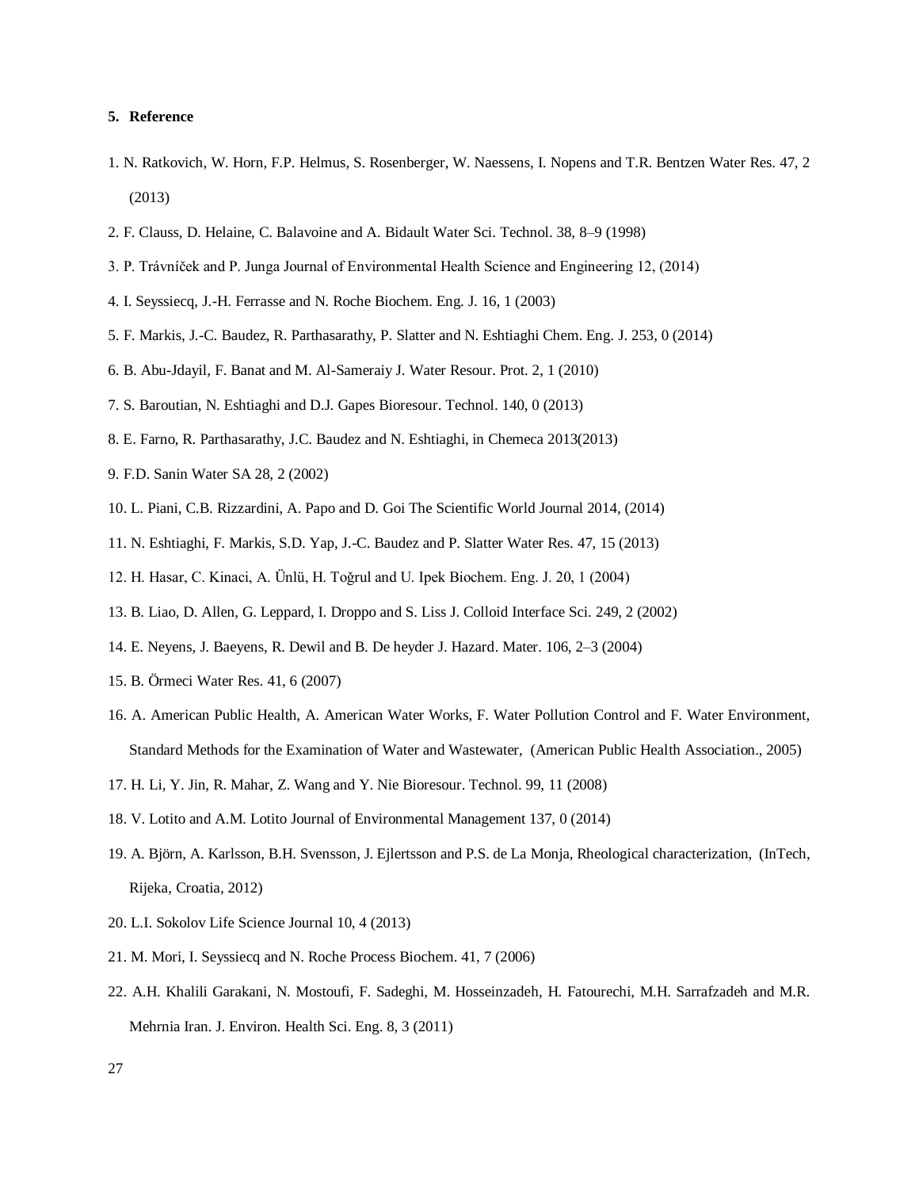## 5. Reference

1. N. Ratkovich, W. Horn, F.P. Helmus, S. Rosenberger, W. Naessens, I. Nopens and T.R. Bentzen Water Res. 47, 2 (2013)
2. F. Clauss, D. Helaine, C. Balavoine and A. Bidault Water Sci. Technol. 38, 8–9 (1998)
3. P. Trávníček and P. Junga Journal of Environmental Health Science and Engineering 12, (2014)
4. I. Seyssiecq, J.-H. Ferrasse and N. Roche Biochem. Eng. J. 16, 1 (2003)
5. F. Markis, J.-C. Baudez, R. Parthasarathy, P. Slatter and N. Eshtiaghi Chem. Eng. J. 253, 0 (2014)
6. B. Abu-Jdayil, F. Banat and M. Al-Sameraiy J. Water Resour. Prot. 2, 1 (2010)
7. S. Baroutian, N. Eshtiaghi and D.J. Gapes Bioresour. Technol. 140, 0 (2013)
8. E. Farno, R. Parthasarathy, J.C. Baudez and N. Eshtiaghi, in Chemeca 2013(2013)
9. F.D. Sanin Water SA 28, 2 (2002)
10. L. Piani, C.B. Rizzardini, A. Papo and D. Goi The Scientific World Journal 2014, (2014)
11. N. Eshtiaghi, F. Markis, S.D. Yap, J.-C. Baudez and P. Slatter Water Res. 47, 15 (2013)
12. H. Hasar, C. Kinaci, A. Ünlü, H. Toğrul and U. Ipek Biochem. Eng. J. 20, 1 (2004)
13. B. Liao, D. Allen, G. Leppard, I. Droppo and S. Liss J. Colloid Interface Sci. 249, 2 (2002)
14. E. Neyens, J. Baeyens, R. Dewil and B. De heyder J. Hazard. Mater. 106, 2–3 (2004)
15. B. Örmeci Water Res. 41, 6 (2007)
16. A. American Public Health, A. American Water Works, F. Water Pollution Control and F. Water Environment, Standard Methods for the Examination of Water and Wastewater, (American Public Health Association., 2005)
17. H. Li, Y. Jin, R. Mahar, Z. Wang and Y. Nie Bioresour. Technol. 99, 11 (2008)
18. V. Lotito and A.M. Lotito Journal of Environmental Management 137, 0 (2014)
19. A. Björn, A. Karlsson, B.H. Svensson, J. Ejlertsson and P.S. de La Monja, Rheological characterization, (InTech, Rijeka, Croatia, 2012)
20. L.I. Sokolov Life Science Journal 10, 4 (2013)
21. M. Mori, I. Seyssiecq and N. Roche Process Biochem. 41, 7 (2006)
22. A.H. Khalili Garakani, N. Mostoufi, F. Sadeghi, M. Hosseinzadeh, H. Fatourechi, M.H. Sarrafzadeh and M.R. Mehrnia Iran. J. Environ. Health Sci. Eng. 8, 3 (2011)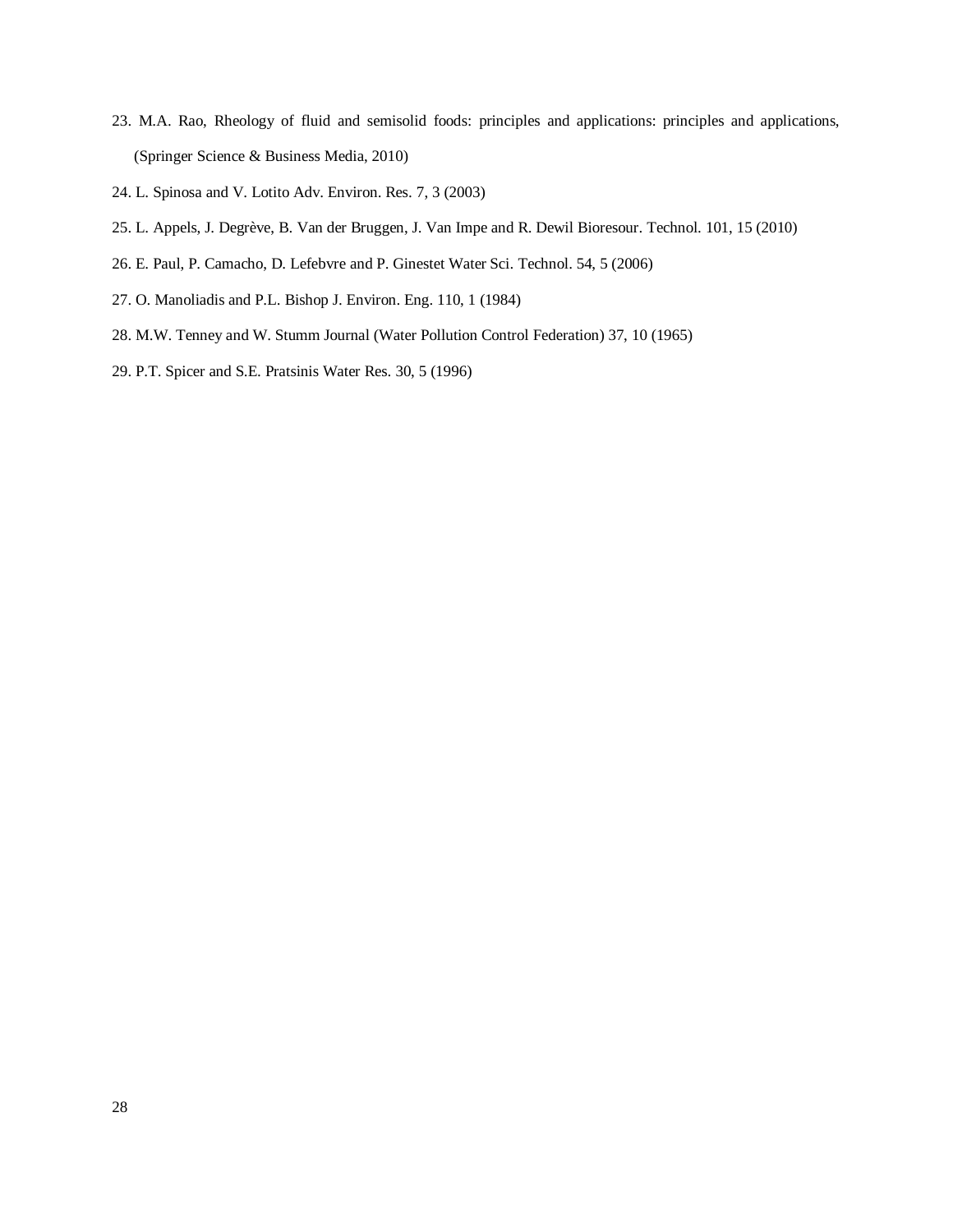23. M.A. Rao, Rheology of fluid and semisolid foods: principles and applications: principles and applications, (Springer Science & Business Media, 2010)
24. L. Spinosa and V. Lotito Adv. Environ. Res. 7, 3 (2003)
25. L. Appels, J. Degrève, B. Van der Bruggen, J. Van Impe and R. Dewil Bioresour. Technol. 101, 15 (2010)
26. E. Paul, P. Camacho, D. Lefebvre and P. Ginestet Water Sci. Technol. 54, 5 (2006)
27. O. Manoliadis and P.L. Bishop J. Environ. Eng. 110, 1 (1984)
28. M.W. Tenney and W. Stumm Journal (Water Pollution Control Federation) 37, 10 (1965)
29. P.T. Spicer and S.E. Pratsinis Water Res. 30, 5 (1996)